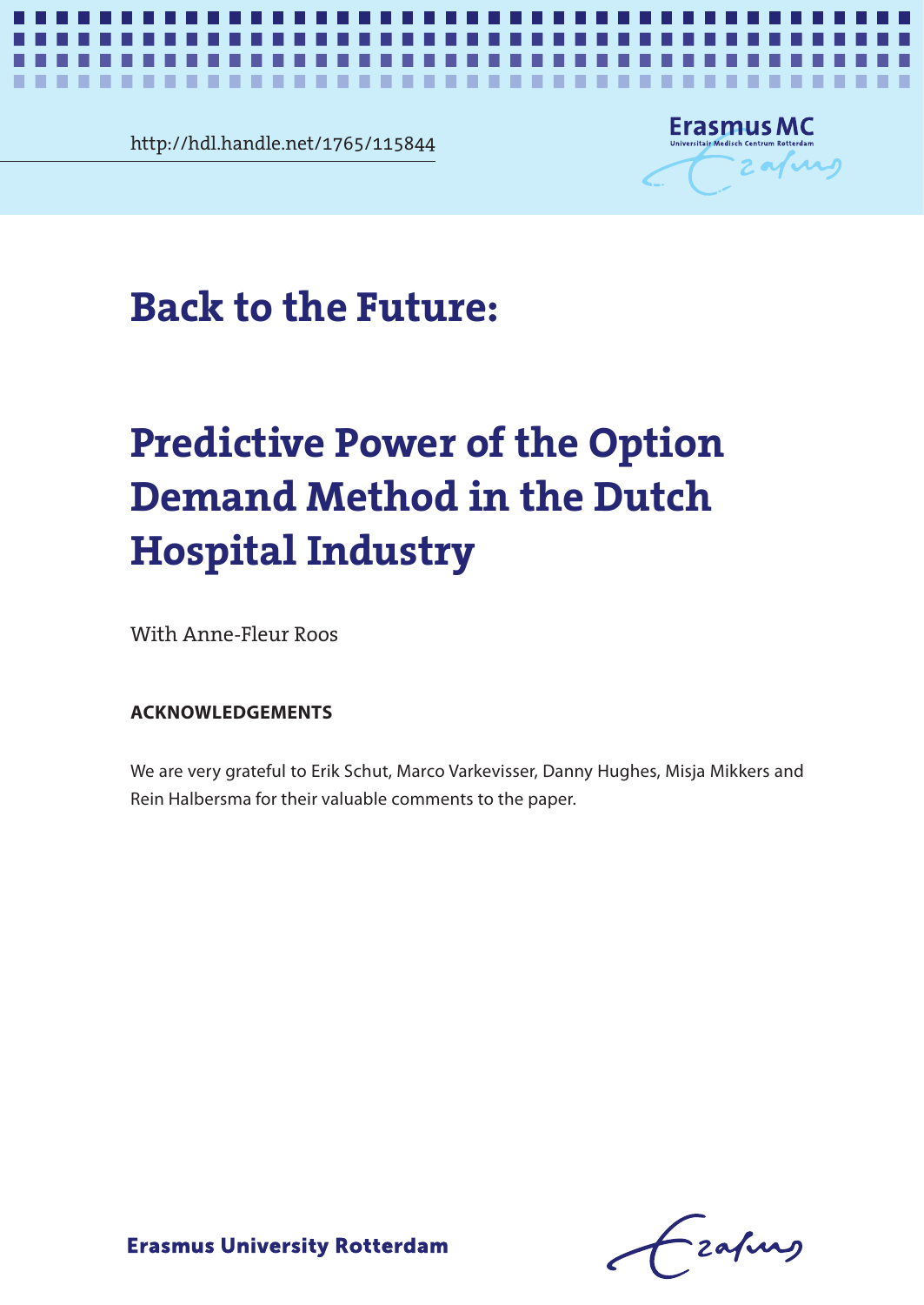http://hdl.handle.net/1765/115844

# Back to the Future:

# Predictive Power of the Option Demand Method in the Dutch Hospital Industry

With Anne-Fleur Roos

**ACKNOWLEDGEMENTS**

We are very grateful to Erik Schut, Marco Varkevisser, Danny Hughes, Misja Mikkers and Rein Halbersma for their valuable comments to the paper.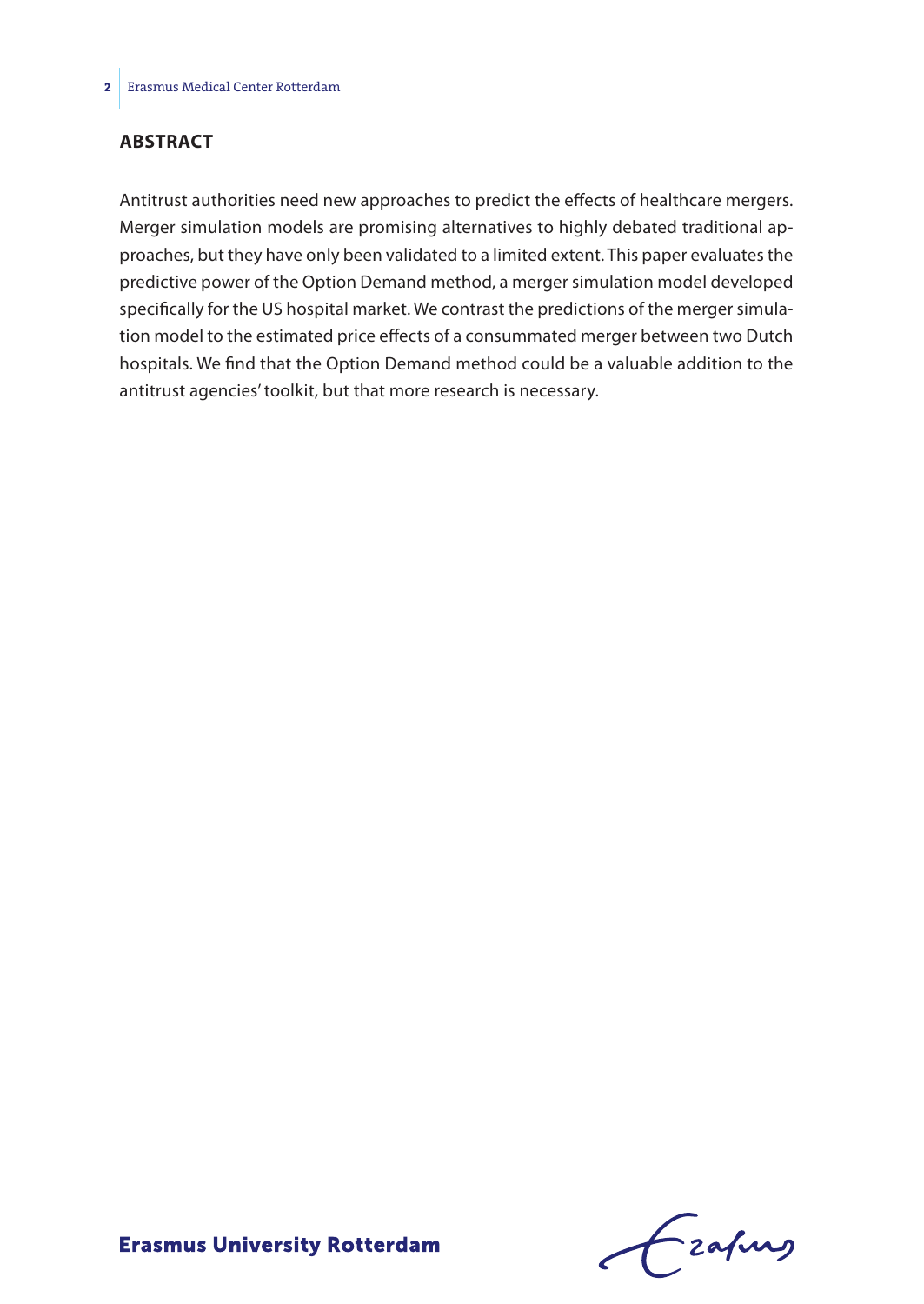## ABSTRACT

Antitrust authorities need new approaches to predict the effects of healthcare mergers. Merger simulation models are promising alternatives to highly debated traditional approaches, but they have only been validated to a limited extent. This paper evaluates the predictive power of the Option Demand method, a merger simulation model developed specifically for the US hospital market. We contrast the predictions of the merger simulation model to the estimated price effects of a consummated merger between two Dutch hospitals. We find that the Option Demand method could be a valuable addition to the antitrust agencies' toolkit, but that more research is necessary.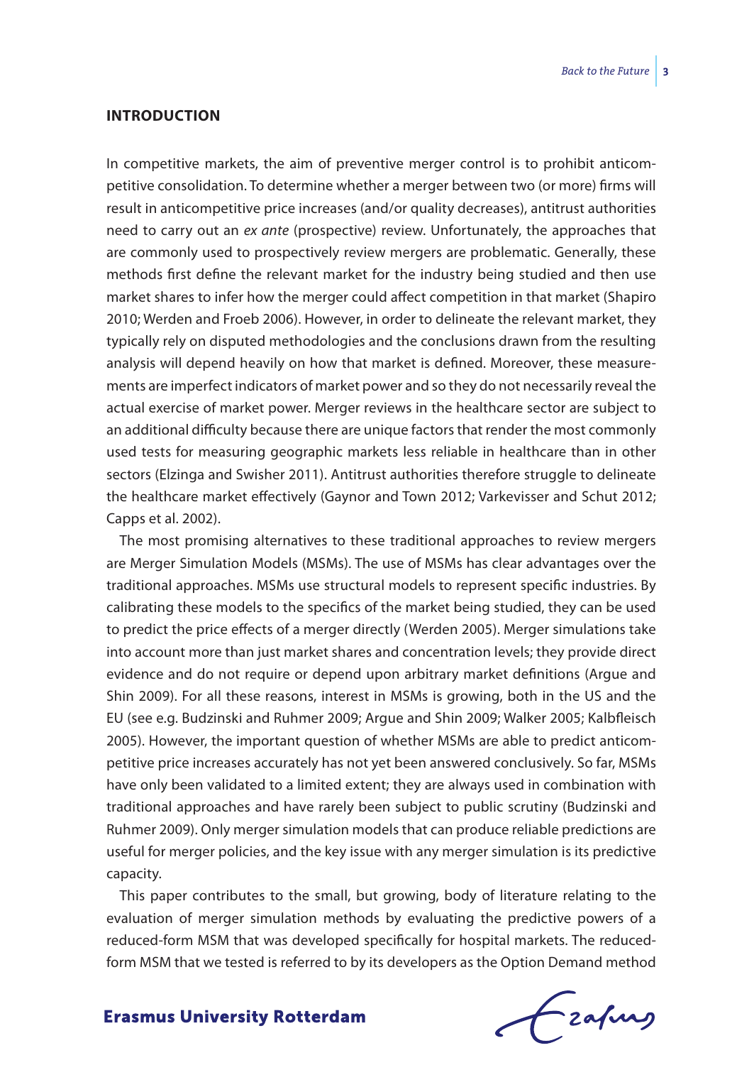## INTRODUCTION

In competitive markets, the aim of preventive merger control is to prohibit anticompetitive consolidation. To determine whether a merger between two (or more) firms will result in anticompetitive price increases (and/or quality decreases), antitrust authorities need to carry out an *ex ante* (prospective) review. Unfortunately, the approaches that are commonly used to prospectively review mergers are problematic. Generally, these methods first define the relevant market for the industry being studied and then use market shares to infer how the merger could affect competition in that market (Shapiro 2010; Werden and Froeb 2006). However, in order to delineate the relevant market, they typically rely on disputed methodologies and the conclusions drawn from the resulting analysis will depend heavily on how that market is defined. Moreover, these measurements are imperfect indicators of market power and so they do not necessarily reveal the actual exercise of market power. Merger reviews in the healthcare sector are subject to an additional difficulty because there are unique factors that render the most commonly used tests for measuring geographic markets less reliable in healthcare than in other sectors (Elzinga and Swisher 2011). Antitrust authorities therefore struggle to delineate the healthcare market effectively (Gaynor and Town 2012; Varkevisser and Schut 2012; Capps et al. 2002).

The most promising alternatives to these traditional approaches to review mergers are Merger Simulation Models (MSMs). The use of MSMs has clear advantages over the traditional approaches. MSMs use structural models to represent specific industries. By calibrating these models to the specifics of the market being studied, they can be used to predict the price effects of a merger directly (Werden 2005). Merger simulations take into account more than just market shares and concentration levels; they provide direct evidence and do not require or depend upon arbitrary market definitions (Argue and Shin 2009). For all these reasons, interest in MSMs is growing, both in the US and the EU (see e.g. Budzinski and Ruhmer 2009; Argue and Shin 2009; Walker 2005; Kalbfleisch 2005). However, the important question of whether MSMs are able to predict anticompetitive price increases accurately has not yet been answered conclusively. So far, MSMs have only been validated to a limited extent; they are always used in combination with traditional approaches and have rarely been subject to public scrutiny (Budzinski and Ruhmer 2009). Only merger simulation models that can produce reliable predictions are useful for merger policies, and the key issue with any merger simulation is its predictive capacity.

This paper contributes to the small, but growing, body of literature relating to the evaluation of merger simulation methods by evaluating the predictive powers of a reduced-form MSM that was developed specifically for hospital markets. The reduced-form MSM that we tested is referred to by its developers as the Option Demand method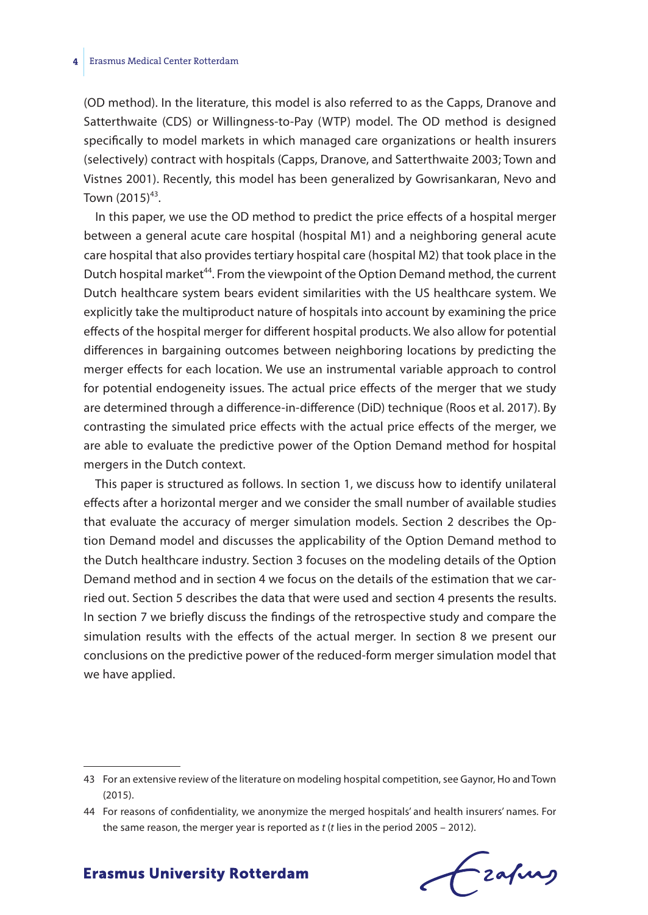(OD method). In the literature, this model is also referred to as the Capps, Dranove and Satterthwaite (CDS) or Willingness-to-Pay (WTP) model. The OD method is designed specifically to model markets in which managed care organizations or health insurers (selectively) contract with hospitals (Capps, Dranove, and Satterthwaite 2003; Town and Vistnes 2001). Recently, this model has been generalized by Gowrisankaran, Nevo and Town (2015)[43].

In this paper, we use the OD method to predict the price effects of a hospital merger between a general acute care hospital (hospital M1) and a neighboring general acute care hospital that also provides tertiary hospital care (hospital M2) that took place in the Dutch hospital market[44]. From the viewpoint of the Option Demand method, the current Dutch healthcare system bears evident similarities with the US healthcare system. We explicitly take the multiproduct nature of hospitals into account by examining the price effects of the hospital merger for different hospital products. We also allow for potential differences in bargaining outcomes between neighboring locations by predicting the merger effects for each location. We use an instrumental variable approach to control for potential endogeneity issues. The actual price effects of the merger that we study are determined through a difference-in-difference (DiD) technique (Roos et al. 2017). By contrasting the simulated price effects with the actual price effects of the merger, we are able to evaluate the predictive power of the Option Demand method for hospital mergers in the Dutch context.

This paper is structured as follows. In section 1, we discuss how to identify unilateral effects after a horizontal merger and we consider the small number of available studies that evaluate the accuracy of merger simulation models. Section 2 describes the Option Demand model and discusses the applicability of the Option Demand method to the Dutch healthcare industry. Section 3 focuses on the modeling details of the Option Demand method and in section 4 we focus on the details of the estimation that we carried out. Section 5 describes the data that were used and section 4 presents the results. In section 7 we briefly discuss the findings of the retrospective study and compare the simulation results with the effects of the actual merger. In section 8 we present our conclusions on the predictive power of the reduced-form merger simulation model that we have applied.

---

43 For an extensive review of the literature on modeling hospital competition, see Gaynor, Ho and Town (2015).

44 For reasons of confidentiality, we anonymize the merged hospitals' and health insurers' names. For the same reason, the merger year is reported as *t* (*t* lies in the period 2005 – 2012).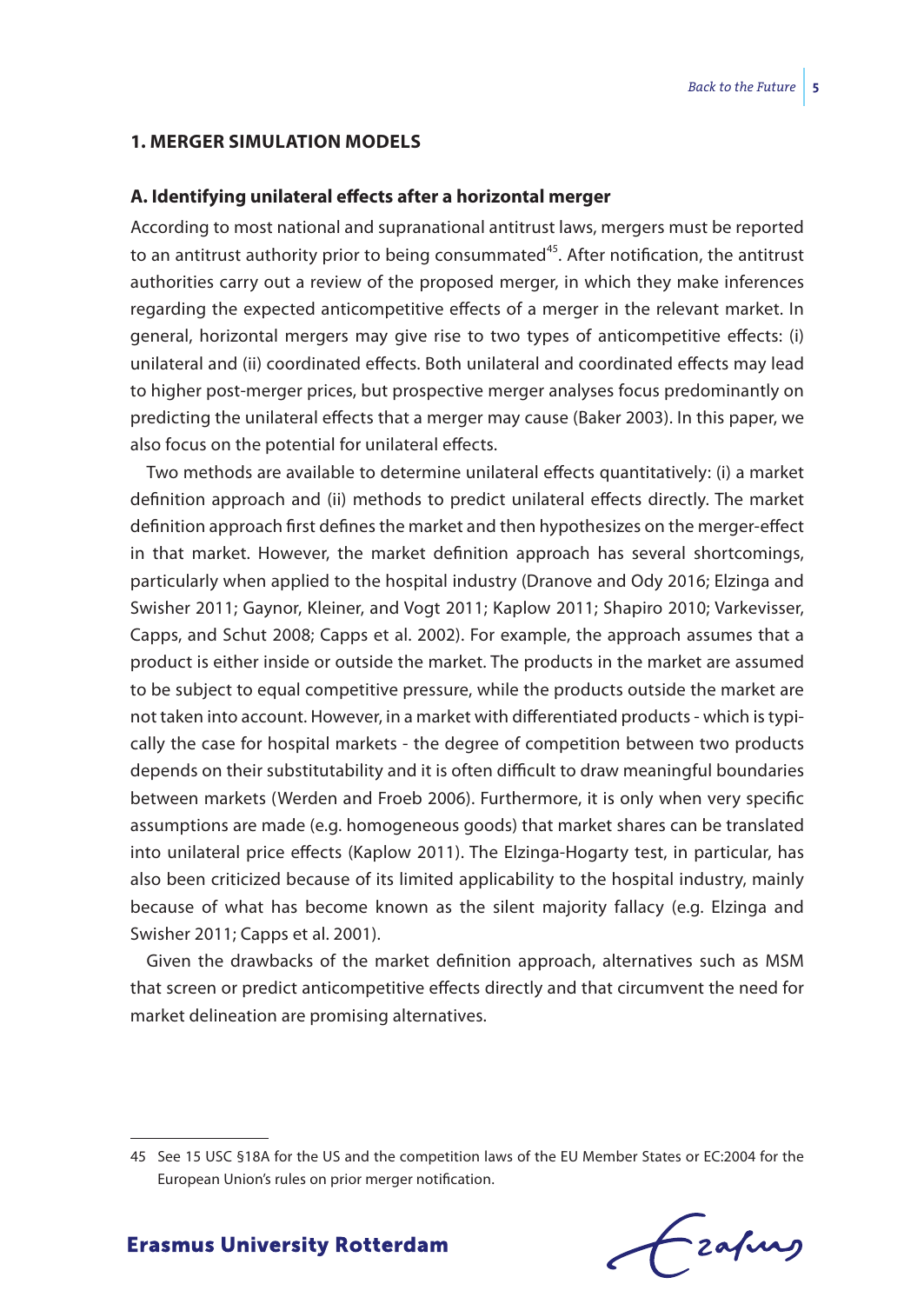## 1. MERGER SIMULATION MODELS

### A. Identifying unilateral effects after a horizontal merger

According to most national and supranational antitrust laws, mergers must be reported to an antitrust authority prior to being consummated[45]. After notification, the antitrust authorities carry out a review of the proposed merger, in which they make inferences regarding the expected anticompetitive effects of a merger in the relevant market. In general, horizontal mergers may give rise to two types of anticompetitive effects: (i) unilateral and (ii) coordinated effects. Both unilateral and coordinated effects may lead to higher post-merger prices, but prospective merger analyses focus predominantly on predicting the unilateral effects that a merger may cause (Baker 2003). In this paper, we also focus on the potential for unilateral effects.

Two methods are available to determine unilateral effects quantitatively: (i) a market definition approach and (ii) methods to predict unilateral effects directly. The market definition approach first defines the market and then hypothesizes on the merger-effect in that market. However, the market definition approach has several shortcomings, particularly when applied to the hospital industry (Dranove and Ody 2016; Elzinga and Swisher 2011; Gaynor, Kleiner, and Vogt 2011; Kaplow 2011; Shapiro 2010; Varkevisser, Capps, and Schut 2008; Capps et al. 2002). For example, the approach assumes that a product is either inside or outside the market. The products in the market are assumed to be subject to equal competitive pressure, while the products outside the market are not taken into account. However, in a market with differentiated products - which is typically the case for hospital markets - the degree of competition between two products depends on their substitutability and it is often difficult to draw meaningful boundaries between markets (Werden and Froeb 2006). Furthermore, it is only when very specific assumptions are made (e.g. homogeneous goods) that market shares can be translated into unilateral price effects (Kaplow 2011). The Elzinga-Hogarty test, in particular, has also been criticized because of its limited applicability to the hospital industry, mainly because of what has become known as the silent majority fallacy (e.g. Elzinga and Swisher 2011; Capps et al. 2001).

Given the drawbacks of the market definition approach, alternatives such as MSM that screen or predict anticompetitive effects directly and that circumvent the need for market delineation are promising alternatives.

---

45 See 15 USC §18A for the US and the competition laws of the EU Member States or EC:2004 for the European Union's rules on prior merger notification.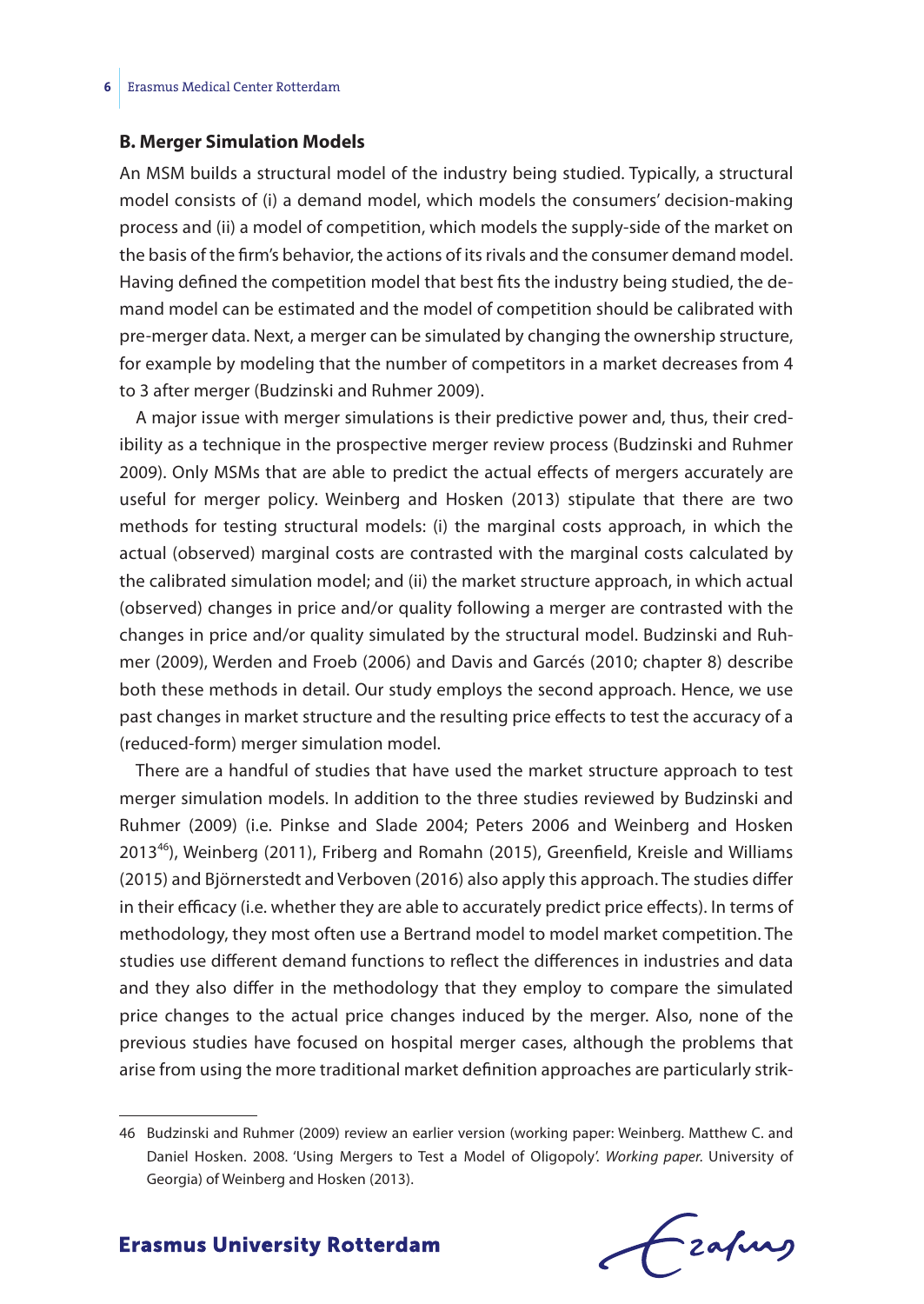### B. Merger Simulation Models

An MSM builds a structural model of the industry being studied. Typically, a structural model consists of (i) a demand model, which models the consumers' decision-making process and (ii) a model of competition, which models the supply-side of the market on the basis of the firm's behavior, the actions of its rivals and the consumer demand model. Having defined the competition model that best fits the industry being studied, the demand model can be estimated and the model of competition should be calibrated with pre-merger data. Next, a merger can be simulated by changing the ownership structure, for example by modeling that the number of competitors in a market decreases from 4 to 3 after merger (Budzinski and Ruhmer 2009).

A major issue with merger simulations is their predictive power and, thus, their credibility as a technique in the prospective merger review process (Budzinski and Ruhmer 2009). Only MSMs that are able to predict the actual effects of mergers accurately are useful for merger policy. Weinberg and Hosken (2013) stipulate that there are two methods for testing structural models: (i) the marginal costs approach, in which the actual (observed) marginal costs are contrasted with the marginal costs calculated by the calibrated simulation model; and (ii) the market structure approach, in which actual (observed) changes in price and/or quality following a merger are contrasted with the changes in price and/or quality simulated by the structural model. Budzinski and Ruhmer (2009), Werden and Froeb (2006) and Davis and Garcés (2010; chapter 8) describe both these methods in detail. Our study employs the second approach. Hence, we use past changes in market structure and the resulting price effects to test the accuracy of a (reduced-form) merger simulation model.

There are a handful of studies that have used the market structure approach to test merger simulation models. In addition to the three studies reviewed by Budzinski and Ruhmer (2009) (i.e. Pinkse and Slade 2004; Peters 2006 and Weinberg and Hosken 2013[46]), Weinberg (2011), Friberg and Romahn (2015), Greenfield, Kreisle and Williams (2015) and Björnerstedt and Verboven (2016) also apply this approach. The studies differ in their efficacy (i.e. whether they are able to accurately predict price effects). In terms of methodology, they most often use a Bertrand model to model market competition. The studies use different demand functions to reflect the differences in industries and data and they also differ in the methodology that they employ to compare the simulated price changes to the actual price changes induced by the merger. Also, none of the previous studies have focused on hospital merger cases, although the problems that arise from using the more traditional market definition approaches are particularly strik-

---

46 Budzinski and Ruhmer (2009) review an earlier version (working paper: Weinberg. Matthew C. and Daniel Hosken. 2008. 'Using Mergers to Test a Model of Oligopoly'. *Working paper.* University of Georgia) of Weinberg and Hosken (2013).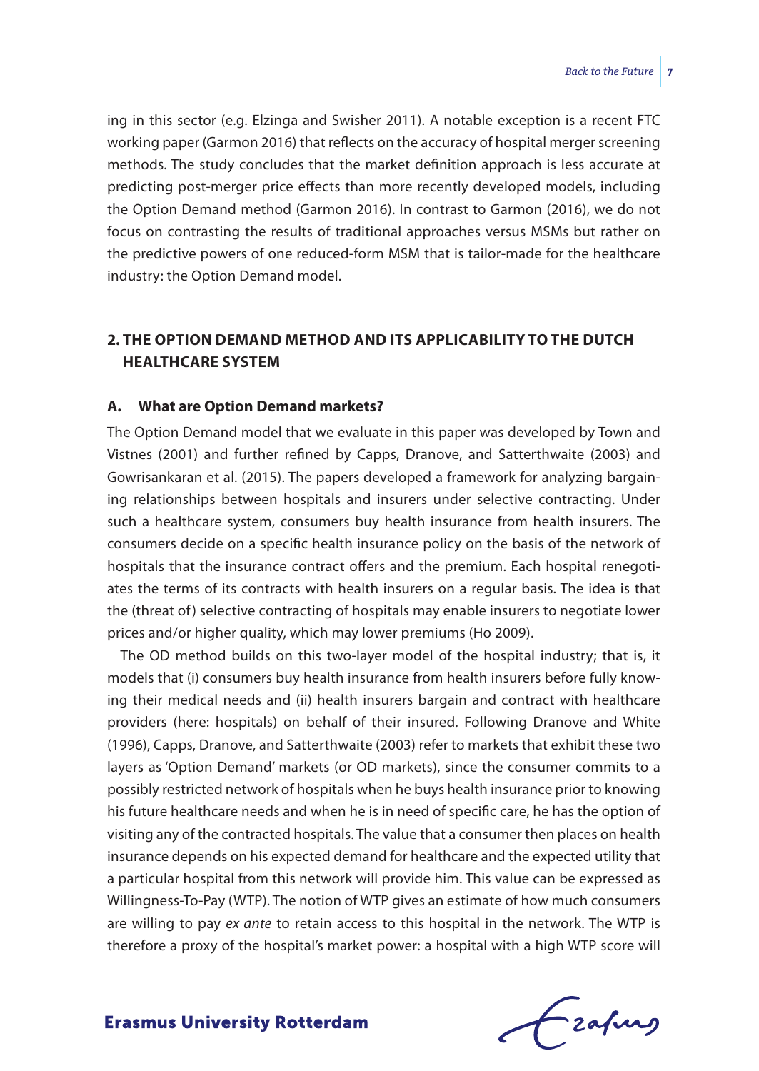ing in this sector (e.g. Elzinga and Swisher 2011). A notable exception is a recent FTC working paper (Garmon 2016) that reflects on the accuracy of hospital merger screening methods. The study concludes that the market definition approach is less accurate at predicting post-merger price effects than more recently developed models, including the Option Demand method (Garmon 2016). In contrast to Garmon (2016), we do not focus on contrasting the results of traditional approaches versus MSMs but rather on the predictive powers of one reduced-form MSM that is tailor-made for the healthcare industry: the Option Demand model.

## 2. THE OPTION DEMAND METHOD AND ITS APPLICABILITY TO THE DUTCH HEALTHCARE SYSTEM

### A. What are Option Demand markets?

The Option Demand model that we evaluate in this paper was developed by Town and Vistnes (2001) and further refined by Capps, Dranove, and Satterthwaite (2003) and Gowrisankaran et al. (2015). The papers developed a framework for analyzing bargaining relationships between hospitals and insurers under selective contracting. Under such a healthcare system, consumers buy health insurance from health insurers. The consumers decide on a specific health insurance policy on the basis of the network of hospitals that the insurance contract offers and the premium. Each hospital renegotiates the terms of its contracts with health insurers on a regular basis. The idea is that the (threat of) selective contracting of hospitals may enable insurers to negotiate lower prices and/or higher quality, which may lower premiums (Ho 2009).

The OD method builds on this two-layer model of the hospital industry; that is, it models that (i) consumers buy health insurance from health insurers before fully knowing their medical needs and (ii) health insurers bargain and contract with healthcare providers (here: hospitals) on behalf of their insured. Following Dranove and White (1996), Capps, Dranove, and Satterthwaite (2003) refer to markets that exhibit these two layers as 'Option Demand' markets (or OD markets), since the consumer commits to a possibly restricted network of hospitals when he buys health insurance prior to knowing his future healthcare needs and when he is in need of specific care, he has the option of visiting any of the contracted hospitals. The value that a consumer then places on health insurance depends on his expected demand for healthcare and the expected utility that a particular hospital from this network will provide him. This value can be expressed as Willingness-To-Pay (WTP). The notion of WTP gives an estimate of how much consumers are willing to pay *ex ante* to retain access to this hospital in the network. The WTP is therefore a proxy of the hospital's market power: a hospital with a high WTP score will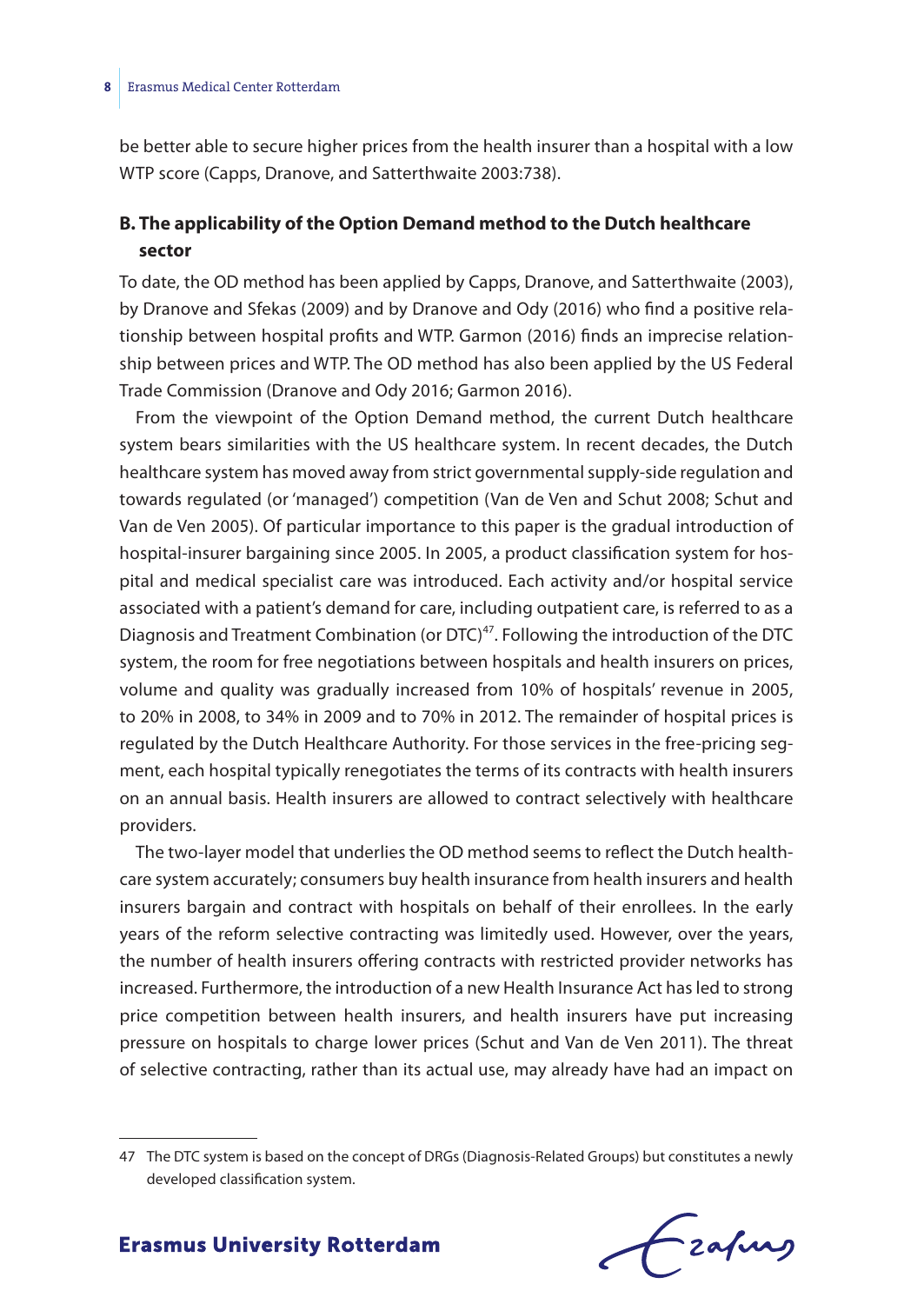be better able to secure higher prices from the health insurer than a hospital with a low WTP score (Capps, Dranove, and Satterthwaite 2003:738).

### B. The applicability of the Option Demand method to the Dutch healthcare sector

To date, the OD method has been applied by Capps, Dranove, and Satterthwaite (2003), by Dranove and Sfekas (2009) and by Dranove and Ody (2016) who find a positive relationship between hospital profits and WTP. Garmon (2016) finds an imprecise relationship between prices and WTP. The OD method has also been applied by the US Federal Trade Commission (Dranove and Ody 2016; Garmon 2016).

From the viewpoint of the Option Demand method, the current Dutch healthcare system bears similarities with the US healthcare system. In recent decades, the Dutch healthcare system has moved away from strict governmental supply-side regulation and towards regulated (or 'managed') competition (Van de Ven and Schut 2008; Schut and Van de Ven 2005). Of particular importance to this paper is the gradual introduction of hospital-insurer bargaining since 2005. In 2005, a product classification system for hospital and medical specialist care was introduced. Each activity and/or hospital service associated with a patient's demand for care, including outpatient care, is referred to as a Diagnosis and Treatment Combination (or DTC)[47]. Following the introduction of the DTC system, the room for free negotiations between hospitals and health insurers on prices, volume and quality was gradually increased from 10% of hospitals' revenue in 2005, to 20% in 2008, to 34% in 2009 and to 70% in 2012. The remainder of hospital prices is regulated by the Dutch Healthcare Authority. For those services in the free-pricing segment, each hospital typically renegotiates the terms of its contracts with health insurers on an annual basis. Health insurers are allowed to contract selectively with healthcare providers.

The two-layer model that underlies the OD method seems to reflect the Dutch healthcare system accurately; consumers buy health insurance from health insurers and health insurers bargain and contract with hospitals on behalf of their enrollees. In the early years of the reform selective contracting was limitedly used. However, over the years, the number of health insurers offering contracts with restricted provider networks has increased. Furthermore, the introduction of a new Health Insurance Act has led to strong price competition between health insurers, and health insurers have put increasing pressure on hospitals to charge lower prices (Schut and Van de Ven 2011). The threat of selective contracting, rather than its actual use, may already have had an impact on

---

47 The DTC system is based on the concept of DRGs (Diagnosis-Related Groups) but constitutes a newly developed classification system.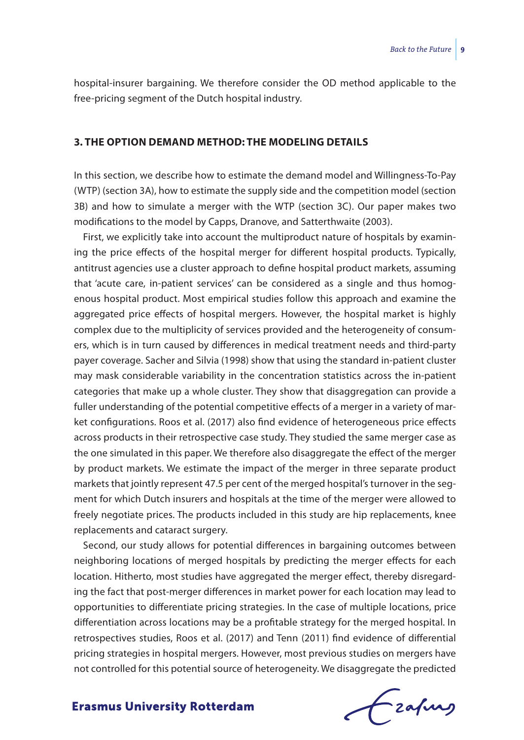hospital-insurer bargaining. We therefore consider the OD method applicable to the free-pricing segment of the Dutch hospital industry.

## 3. THE OPTION DEMAND METHOD: THE MODELING DETAILS

In this section, we describe how to estimate the demand model and Willingness-To-Pay (WTP) (section 3A), how to estimate the supply side and the competition model (section 3B) and how to simulate a merger with the WTP (section 3C). Our paper makes two modifications to the model by Capps, Dranove, and Satterthwaite (2003).

First, we explicitly take into account the multiproduct nature of hospitals by examining the price effects of the hospital merger for different hospital products. Typically, antitrust agencies use a cluster approach to define hospital product markets, assuming that 'acute care, in-patient services' can be considered as a single and thus homogenous hospital product. Most empirical studies follow this approach and examine the aggregated price effects of hospital mergers. However, the hospital market is highly complex due to the multiplicity of services provided and the heterogeneity of consumers, which is in turn caused by differences in medical treatment needs and third-party payer coverage. Sacher and Silvia (1998) show that using the standard in-patient cluster may mask considerable variability in the concentration statistics across the in-patient categories that make up a whole cluster. They show that disaggregation can provide a fuller understanding of the potential competitive effects of a merger in a variety of market configurations. Roos et al. (2017) also find evidence of heterogeneous price effects across products in their retrospective case study. They studied the same merger case as the one simulated in this paper. We therefore also disaggregate the effect of the merger by product markets. We estimate the impact of the merger in three separate product markets that jointly represent 47.5 per cent of the merged hospital's turnover in the segment for which Dutch insurers and hospitals at the time of the merger were allowed to freely negotiate prices. The products included in this study are hip replacements, knee replacements and cataract surgery.

Second, our study allows for potential differences in bargaining outcomes between neighboring locations of merged hospitals by predicting the merger effects for each location. Hitherto, most studies have aggregated the merger effect, thereby disregarding the fact that post-merger differences in market power for each location may lead to opportunities to differentiate pricing strategies. In the case of multiple locations, price differentiation across locations may be a profitable strategy for the merged hospital. In retrospectives studies, Roos et al. (2017) and Tenn (2011) find evidence of differential pricing strategies in hospital mergers. However, most previous studies on mergers have not controlled for this potential source of heterogeneity. We disaggregate the predicted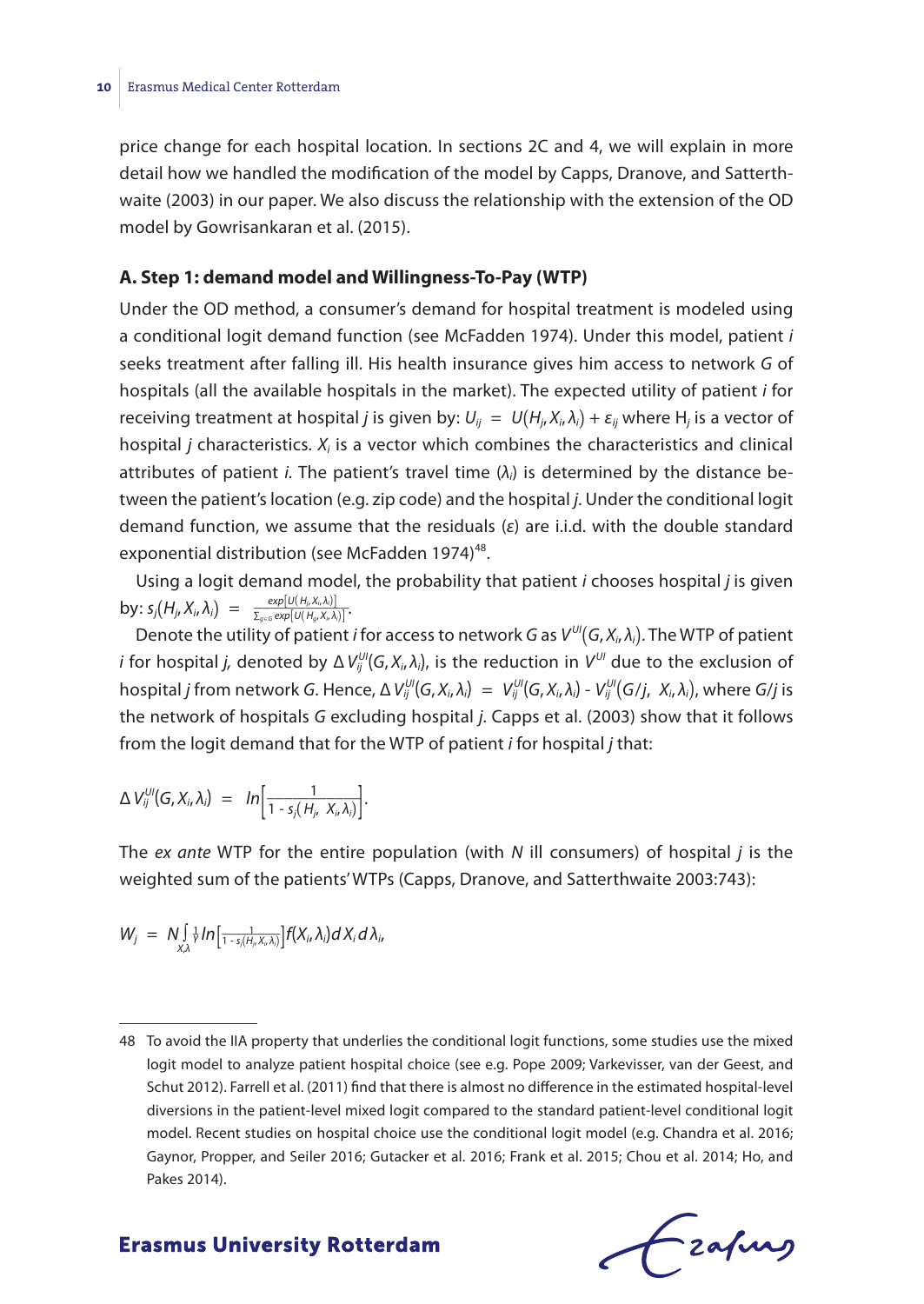price change for each hospital location. In sections 2C and 4, we will explain in more detail how we handled the modification of the model by Capps, Dranove, and Satterthwaite (2003) in our paper. We also discuss the relationship with the extension of the OD model by Gowrisankaran et al. (2015).

### A. Step 1: demand model and Willingness-To-Pay (WTP)

Under the OD method, a consumer's demand for hospital treatment is modeled using a conditional logit demand function (see McFadden 1974). Under this model, patient *i* seeks treatment after falling ill. His health insurance gives him access to network *G* of hospitals (all the available hospitals in the market). The expected utility of patient *i* for receiving treatment at hospital *j* is given by: $U_{ij} = U(H_j, X_i, \lambda_i) + \varepsilon_{ij}$ where $H_j$ is a vector of hospital *j* characteristics. $X_i$ is a vector which combines the characteristics and clinical attributes of patient *i*. The patient's travel time ($\lambda_i$) is determined by the distance between the patient's location (e.g. zip code) and the hospital *j*. Under the conditional logit demand function, we assume that the residuals ($\varepsilon$) are i.i.d. with the double standard exponential distribution (see McFadden 1974)[48].

Using a logit demand model, the probability that patient *i* chooses hospital *j* is given by: $s_j(H_j, X_i, \lambda_i) = \frac{exp[U(H_j, X_i, \lambda_i)]}{\sum_{g \in G} exp[U(H_g, X_i, \lambda_i)]}$.

Denote the utility of patient *i* for access to network *G* as $V^{UI}(G, X_i, \lambda_i)$. The WTP of patient *i* for hospital *j*, denoted by $\Delta V_{ij}^{UI}(G, X_i, \lambda_i)$, is the reduction in $V^{UI}$ due to the exclusion of hospital *j* from network *G*. Hence, $\Delta V_{ij}^{UI}(G, X_i, \lambda_i) = V_{ij}^{UI}(G, X_i, \lambda_i) - V_{ij}^{UI}(G/j,\ X_i, \lambda_i)$, where *G/j* is the network of hospitals *G* excluding hospital *j*. Capps et al. (2003) show that it follows from the logit demand that for the WTP of patient *i* for hospital *j* that:

$$\Delta V_{ij}^{UI}(G, X_i, \lambda_i) = ln\left[\frac{1}{1 - s_j(H_j,\ X_i, \lambda_i)}\right].$$

The *ex ante* WTP for the entire population (with *N* ill consumers) of hospital *j* is the weighted sum of the patients' WTPs (Capps, Dranove, and Satterthwaite 2003:743):

$$W_j = N \int_{X,\lambda} \frac{1}{\gamma} ln\left[\frac{1}{1 - s_j(H_j, X_i, \lambda_i)}\right] f(X_i, \lambda_i) dX_i d\lambda_i,$$

---

48 To avoid the IIA property that underlies the conditional logit functions, some studies use the mixed logit model to analyze patient hospital choice (see e.g. Pope 2009; Varkevisser, van der Geest, and Schut 2012). Farrell et al. (2011) find that there is almost no difference in the estimated hospital-level diversions in the patient-level mixed logit compared to the standard patient-level conditional logit model. Recent studies on hospital choice use the conditional logit model (e.g. Chandra et al. 2016; Gaynor, Propper, and Seiler 2016; Gutacker et al. 2016; Frank et al. 2015; Chou et al. 2014; Ho, and Pakes 2014).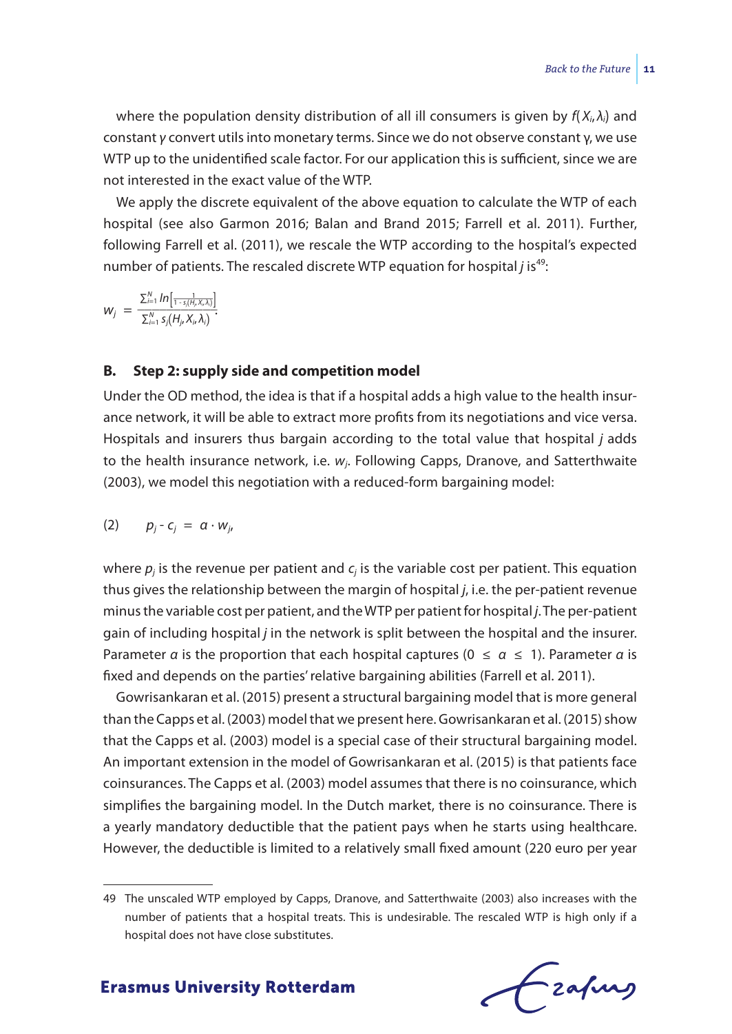where the population density distribution of all ill consumers is given by $f(X_i, \lambda_i)$ and constant $\gamma$ convert utils into monetary terms. Since we do not observe constant $\gamma$, we use WTP up to the unidentified scale factor. For our application this is sufficient, since we are not interested in the exact value of the WTP.

We apply the discrete equivalent of the above equation to calculate the WTP of each hospital (see also Garmon 2016; Balan and Brand 2015; Farrell et al. 2011). Further, following Farrell et al. (2011), we rescale the WTP according to the hospital's expected number of patients. The rescaled discrete WTP equation for hospital $j$ is[49]:

$$w_j = \frac{\sum_{i=1}^{N} ln\left[\frac{1}{1 - s_j(H_j, X_i, \lambda_i)}\right]}{\sum_{i=1}^{N} s_j(H_j, X_i, \lambda_i)}.$$

## B. Step 2: supply side and competition model

Under the OD method, the idea is that if a hospital adds a high value to the health insurance network, it will be able to extract more profits from its negotiations and vice versa. Hospitals and insurers thus bargain according to the total value that hospital $j$ adds to the health insurance network, i.e. $w_j$. Following Capps, Dranove, and Satterthwaite (2003), we model this negotiation with a reduced-form bargaining model:

$$(2) \qquad p_j - c_j = \alpha \cdot w_j,$$

where $p_j$ is the revenue per patient and $c_j$ is the variable cost per patient. This equation thus gives the relationship between the margin of hospital $j$, i.e. the per-patient revenue minus the variable cost per patient, and the WTP per patient for hospital $j$. The per-patient gain of including hospital $j$ in the network is split between the hospital and the insurer. Parameter $\alpha$ is the proportion that each hospital captures ($0 \leq \alpha \leq 1$). Parameter $\alpha$ is fixed and depends on the parties' relative bargaining abilities (Farrell et al. 2011).

Gowrisankaran et al. (2015) present a structural bargaining model that is more general than the Capps et al. (2003) model that we present here. Gowrisankaran et al. (2015) show that the Capps et al. (2003) model is a special case of their structural bargaining model. An important extension in the model of Gowrisankaran et al. (2015) is that patients face coinsurances. The Capps et al. (2003) model assumes that there is no coinsurance, which simplifies the bargaining model. In the Dutch market, there is no coinsurance. There is a yearly mandatory deductible that the patient pays when he starts using healthcare. However, the deductible is limited to a relatively small fixed amount (220 euro per year

---

49 The unscaled WTP employed by Capps, Dranove, and Satterthwaite (2003) also increases with the number of patients that a hospital treats. This is undesirable. The rescaled WTP is high only if a hospital does not have close substitutes.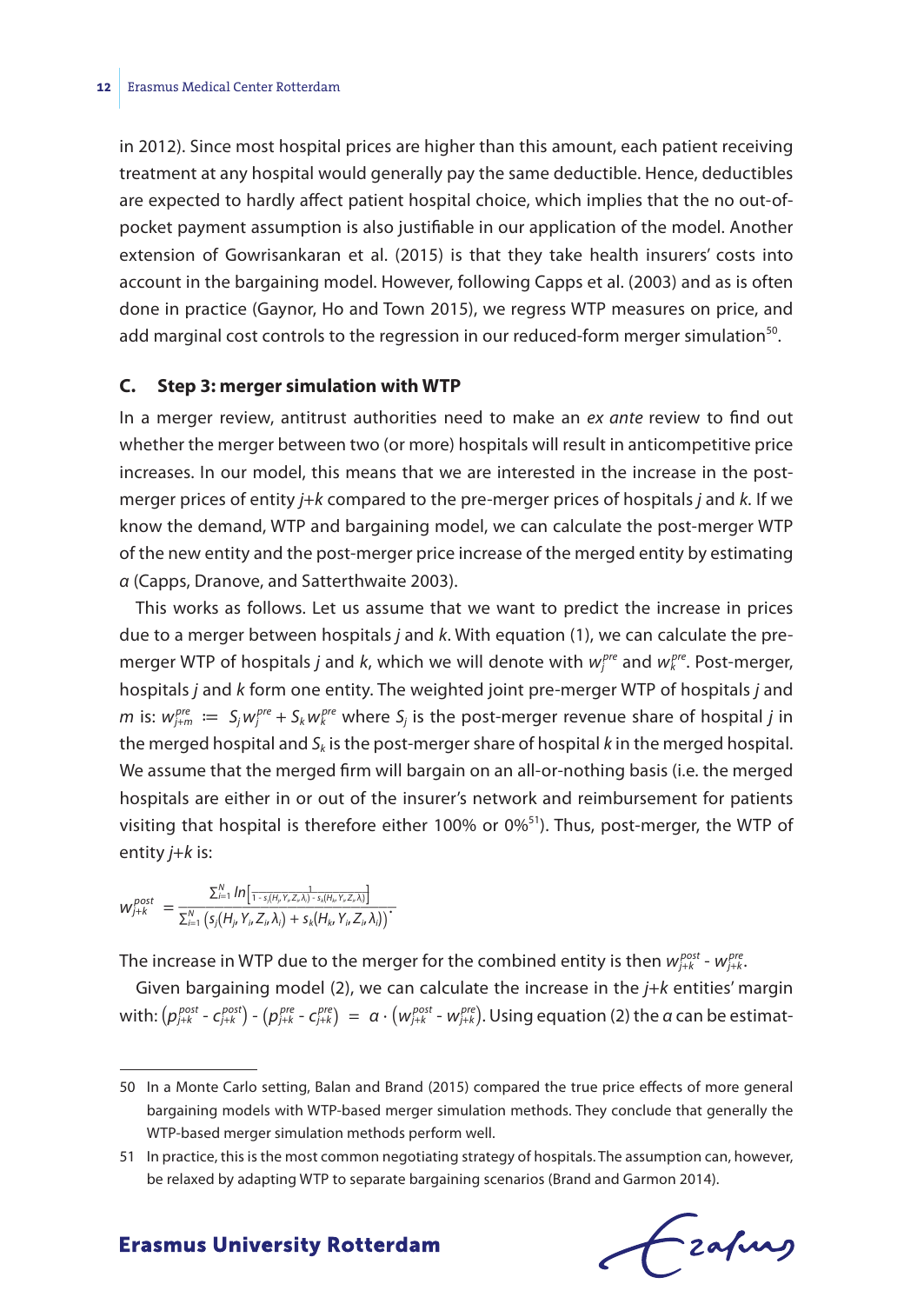in 2012). Since most hospital prices are higher than this amount, each patient receiving treatment at any hospital would generally pay the same deductible. Hence, deductibles are expected to hardly affect patient hospital choice, which implies that the no out-of-pocket payment assumption is also justifiable in our application of the model. Another extension of Gowrisankaran et al. (2015) is that they take health insurers' costs into account in the bargaining model. However, following Capps et al. (2003) and as is often done in practice (Gaynor, Ho and Town 2015), we regress WTP measures on price, and add marginal cost controls to the regression in our reduced-form merger simulation[50].

### C. Step 3: merger simulation with WTP

In a merger review, antitrust authorities need to make an *ex ante* review to find out whether the merger between two (or more) hospitals will result in anticompetitive price increases. In our model, this means that we are interested in the increase in the post-merger prices of entity $j+k$ compared to the pre-merger prices of hospitals $j$ and $k$. If we know the demand, WTP and bargaining model, we can calculate the post-merger WTP of the new entity and the post-merger price increase of the merged entity by estimating $\alpha$ (Capps, Dranove, and Satterthwaite 2003).

This works as follows. Let us assume that we want to predict the increase in prices due to a merger between hospitals $j$ and $k$. With equation (1), we can calculate the pre-merger WTP of hospitals $j$ and $k$, which we will denote with $w_j^{pre}$ and $w_k^{pre}$. Post-merger, hospitals $j$ and $k$ form one entity. The weighted joint pre-merger WTP of hospitals $j$ and $m$ is: $w_{j+m}^{pre} := S_j w_j^{pre} + S_k w_k^{pre}$ where $S_j$ is the post-merger revenue share of hospital $j$ in the merged hospital and $S_k$ is the post-merger share of hospital $k$ in the merged hospital. We assume that the merged firm will bargain on an all-or-nothing basis (i.e. the merged hospitals are either in or out of the insurer's network and reimbursement for patients visiting that hospital is therefore either 100% or 0%[51]). Thus, post-merger, the WTP of entity $j+k$ is:

$$w_{j+k}^{post} = \frac{\sum_{i=1}^{N} ln\left[\frac{1}{1 - s_j(H_j, Y_i, Z_i, \lambda_i) - s_k(H_k, Y_i, Z_i, \lambda_i)}\right]}{\sum_{i=1}^{N} \left(s_j(H_j, Y_i, Z_i, \lambda_i) + s_k(H_k, Y_i, Z_i, \lambda_i)\right)}.$$

The increase in WTP due to the merger for the combined entity is then $w_{j+k}^{post} - w_{j+k}^{pre}$.

Given bargaining model (2), we can calculate the increase in the $j+k$ entities' margin with: $\left(p_{j+k}^{post} - c_{j+k}^{post}\right) - \left(p_{j+k}^{pre} - c_{j+k}^{pre}\right) = \alpha \cdot \left(w_{j+k}^{post} - w_{j+k}^{pre}\right)$. Using equation (2) the $\alpha$ can be estimat-

---

50 In a Monte Carlo setting, Balan and Brand (2015) compared the true price effects of more general bargaining models with WTP-based merger simulation methods. They conclude that generally the WTP-based merger simulation methods perform well.

51 In practice, this is the most common negotiating strategy of hospitals. The assumption can, however, be relaxed by adapting WTP to separate bargaining scenarios (Brand and Garmon 2014).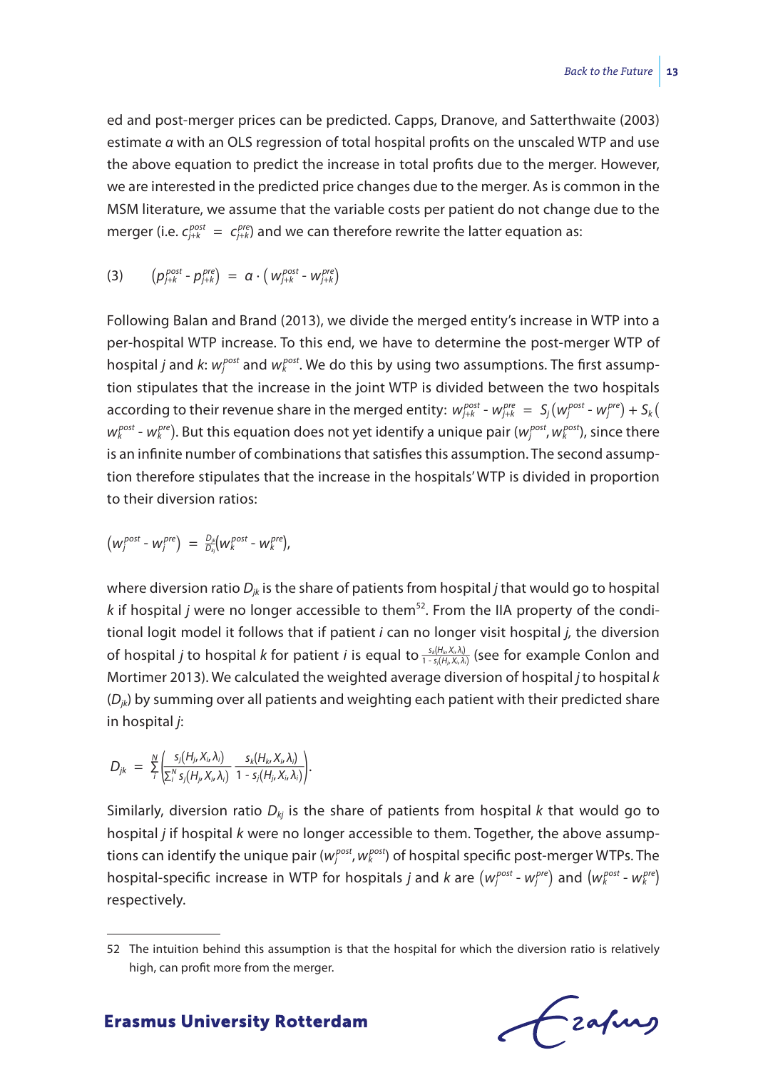ed and post-merger prices can be predicted. Capps, Dranove, and Satterthwaite (2003) estimate $\alpha$ with an OLS regression of total hospital profits on the unscaled WTP and use the above equation to predict the increase in total profits due to the merger. However, we are interested in the predicted price changes due to the merger. As is common in the MSM literature, we assume that the variable costs per patient do not change due to the merger (i.e. $c_{j+k}^{post} = c_{j+k}^{pre}$) and we can therefore rewrite the latter equation as:

$$(3) \qquad \left(p_{j+k}^{post} - p_{j+k}^{pre}\right) = \alpha \cdot \left(w_{j+k}^{post} - w_{j+k}^{pre}\right)$$

Following Balan and Brand (2013), we divide the merged entity's increase in WTP into a per-hospital WTP increase. To this end, we have to determine the post-merger WTP of hospital $j$ and $k$: $w_j^{post}$ and $w_k^{post}$. We do this by using two assumptions. The first assumption stipulates that the increase in the joint WTP is divided between the two hospitals according to their revenue share in the merged entity: $w_{j+k}^{post} - w_{j+k}^{pre} = S_j\left(w_j^{post} - w_j^{pre}\right) + S_k\left(w_k^{post} - w_k^{pre}\right)$. But this equation does not yet identify a unique pair $(w_j^{post}, w_k^{post})$, since there is an infinite number of combinations that satisfies this assumption. The second assumption therefore stipulates that the increase in the hospitals' WTP is divided in proportion to their diversion ratios:

$$\left(w_j^{post} - w_j^{pre}\right) = \frac{D_{jk}}{D_{kj}}\left(w_k^{post} - w_k^{pre}\right),$$

where diversion ratio $D_{jk}$ is the share of patients from hospital $j$ that would go to hospital $k$ if hospital $j$ were no longer accessible to them[52]. From the IIA property of the conditional logit model it follows that if patient $i$ can no longer visit hospital $j$, the diversion of hospital $j$ to hospital $k$ for patient $i$ is equal to $\frac{s_k(H_k, X_i, \lambda_i)}{1 - s_j(H_j, X_i, \lambda_i)}$ (see for example Conlon and Mortimer 2013). We calculated the weighted average diversion of hospital $j$ to hospital $k$ ($D_{jk}$) by summing over all patients and weighting each patient with their predicted share in hospital $j$:

$$D_{jk} = \sum_i^N \left( \frac{s_j(H_j, X_i, \lambda_i)}{\sum_i^N s_j(H_j, X_i, \lambda_i)} \frac{s_k(H_k, X_i, \lambda_i)}{1 - s_j(H_j, X_i, \lambda_i)} \right).$$

Similarly, diversion ratio $D_{kj}$ is the share of patients from hospital $k$ that would go to hospital $j$ if hospital $k$ were no longer accessible to them. Together, the above assumptions can identify the unique pair $(w_j^{post}, w_k^{post})$ of hospital specific post-merger WTPs. The hospital-specific increase in WTP for hospitals $j$ and $k$ are $\left(w_j^{post} - w_j^{pre}\right)$ and $\left(w_k^{post} - w_k^{pre}\right)$ respectively.

---

52 The intuition behind this assumption is that the hospital for which the diversion ratio is relatively high, can profit more from the merger.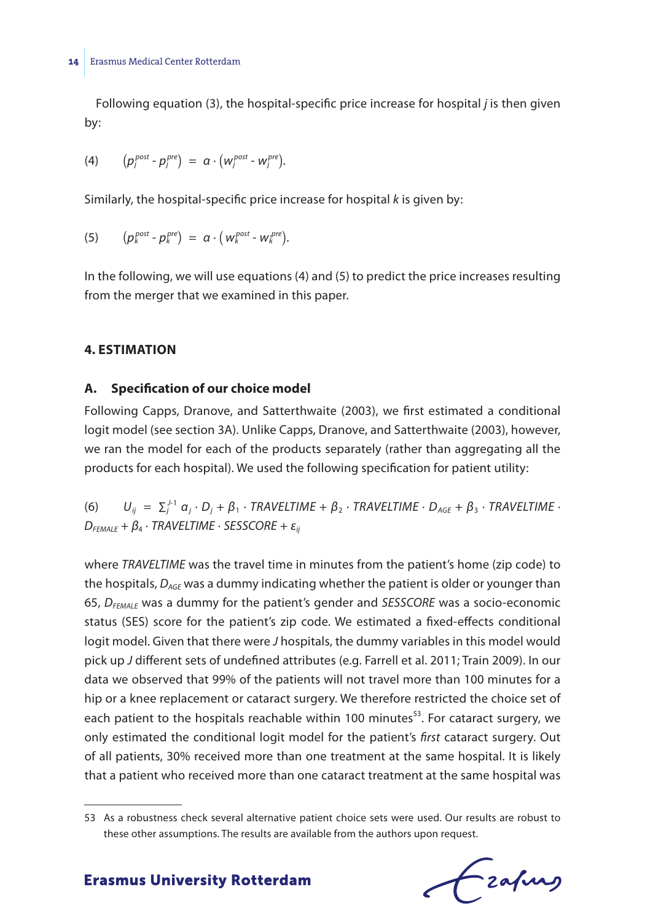Following equation (3), the hospital-specific price increase for hospital $j$ is then given by:

$$(4) \qquad \left(p_j^{post} - p_j^{pre}\right) = \alpha \cdot \left(w_j^{post} - w_j^{pre}\right).$$

Similarly, the hospital-specific price increase for hospital $k$ is given by:

$$(5) \qquad \left(p_k^{post} - p_k^{pre}\right) = \alpha \cdot \left(w_k^{post} - w_k^{pre}\right).$$

In the following, we will use equations (4) and (5) to predict the price increases resulting from the merger that we examined in this paper.

## 4. ESTIMATION

### A. Specification of our choice model

Following Capps, Dranove, and Satterthwaite (2003), we first estimated a conditional logit model (see section 3A). Unlike Capps, Dranove, and Satterthwaite (2003), however, we ran the model for each of the products separately (rather than aggregating all the products for each hospital). We used the following specification for patient utility:

$$(6) \qquad U_{ij} = \sum_j^{J-1} \alpha_j \cdot D_j + \beta_1 \cdot TRAVELTIME + \beta_2 \cdot TRAVELTIME \cdot D_{AGE} + \beta_3 \cdot TRAVELTIME \cdot D_{FEMALE} + \beta_4 \cdot TRAVELTIME \cdot SESSCORE + \varepsilon_{ij}$$

where *TRAVELTIME* was the travel time in minutes from the patient's home (zip code) to the hospitals, $D_{AGE}$ was a dummy indicating whether the patient is older or younger than 65, $D_{FEMALE}$ was a dummy for the patient's gender and *SESSCORE* was a socio-economic status (SES) score for the patient's zip code. We estimated a fixed-effects conditional logit model. Given that there were $J$ hospitals, the dummy variables in this model would pick up $J$ different sets of undefined attributes (e.g. Farrell et al. 2011; Train 2009). In our data we observed that 99% of the patients will not travel more than 100 minutes for a hip or a knee replacement or cataract surgery. We therefore restricted the choice set of each patient to the hospitals reachable within 100 minutes[53]. For cataract surgery, we only estimated the conditional logit model for the patient's *first* cataract surgery. Out of all patients, 30% received more than one treatment at the same hospital. It is likely that a patient who received more than one cataract treatment at the same hospital was

---

53 As a robustness check several alternative patient choice sets were used. Our results are robust to these other assumptions. The results are available from the authors upon request.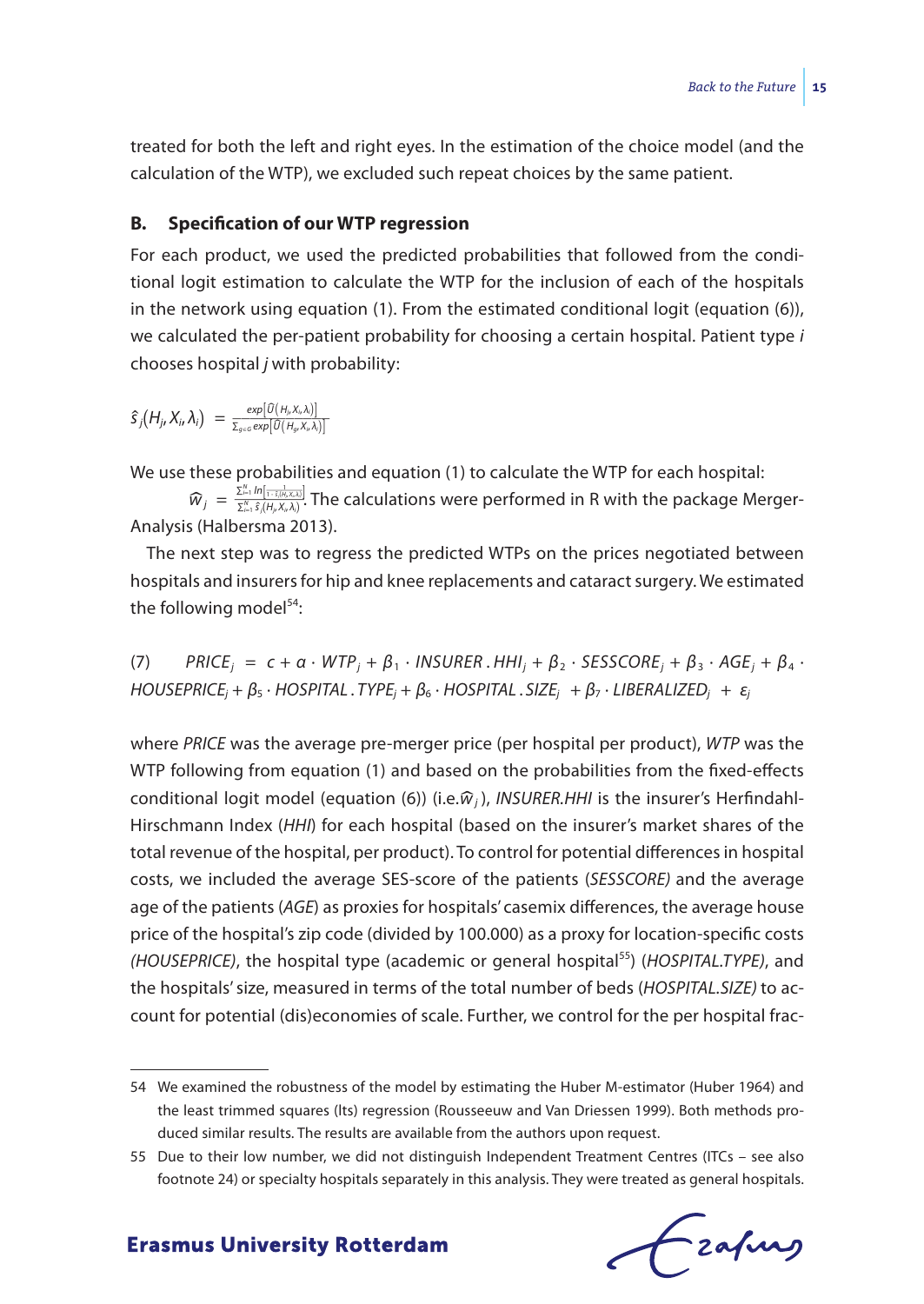treated for both the left and right eyes. In the estimation of the choice model (and the calculation of the WTP), we excluded such repeat choices by the same patient.

### B. Specification of our WTP regression

For each product, we used the predicted probabilities that followed from the conditional logit estimation to calculate the WTP for the inclusion of each of the hospitals in the network using equation (1). From the estimated conditional logit (equation (6)), we calculated the per-patient probability for choosing a certain hospital. Patient type *i* chooses hospital *j* with probability:

$$\hat{s}_j(H_j, X_i, \lambda_i) = \frac{\exp\left[\hat{U}(H_j, X_i, \lambda_i)\right]}{\sum_{g \in G} \exp\left[\hat{U}(H_g, X_i, \lambda_i)\right]}$$

We use these probabilities and equation (1) to calculate the WTP for each hospital: $\widehat{w}_j = \frac{\sum_{i=1}^{N} \ln\left[\frac{1}{1-\hat{s}_j(H_j, X_i, \lambda_i)}\right]}{\sum_{i=1}^{N} \hat{s}_j(H_j, X_i, \lambda_i)}$. The calculations were performed in R with the package MergerAnalysis (Halbersma 2013).

The next step was to regress the predicted WTPs on the prices negotiated between hospitals and insurers for hip and knee replacements and cataract surgery. We estimated the following model[54]:

$$(7) \qquad PRICE_j = c + \alpha \cdot WTP_j + \beta_1 \cdot INSURER.HHI_j + \beta_2 \cdot SESSCORE_j + \beta_3 \cdot AGE_j + \beta_4 \cdot HOUSEPRICE_j + \beta_5 \cdot HOSPITAL.TYPE_j + \beta_6 \cdot HOSPITAL.SIZE_j + \beta_7 \cdot LIBERALIZED_j + \varepsilon_j$$

where *PRICE* was the average pre-merger price (per hospital per product), *WTP* was the WTP following from equation (1) and based on the probabilities from the fixed-effects conditional logit model (equation (6)) (i.e. $\widehat{w}_j$), *INSURER.HHI* is the insurer's Herfindahl-Hirschmann Index (*HHI*) for each hospital (based on the insurer's market shares of the total revenue of the hospital, per product). To control for potential differences in hospital costs, we included the average SES-score of the patients (*SESSCORE)* and the average age of the patients (*AGE*) as proxies for hospitals' casemix differences, the average house price of the hospital's zip code (divided by 100.000) as a proxy for location-specific costs *(HOUSEPRICE)*, the hospital type (academic or general hospital[55]) (*HOSPITAL.TYPE)*, and the hospitals' size, measured in terms of the total number of beds (*HOSPITAL.SIZE)* to account for potential (dis)economies of scale. Further, we control for the per hospital frac-

---

54 We examined the robustness of the model by estimating the Huber M-estimator (Huber 1964) and the least trimmed squares (lts) regression (Rousseeuw and Van Driessen 1999). Both methods produced similar results. The results are available from the authors upon request.

55 Due to their low number, we did not distinguish Independent Treatment Centres (ITCs – see also footnote 24) or specialty hospitals separately in this analysis. They were treated as general hospitals.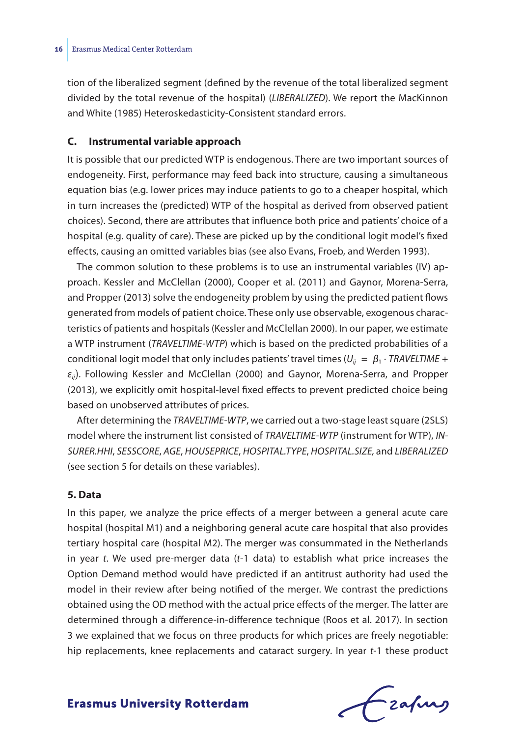tion of the liberalized segment (defined by the revenue of the total liberalized segment divided by the total revenue of the hospital) (*LIBERALIZED*). We report the MacKinnon and White (1985) Heteroskedasticity-Consistent standard errors.

### C. Instrumental variable approach

It is possible that our predicted WTP is endogenous. There are two important sources of endogeneity. First, performance may feed back into structure, causing a simultaneous equation bias (e.g. lower prices may induce patients to go to a cheaper hospital, which in turn increases the (predicted) WTP of the hospital as derived from observed patient choices). Second, there are attributes that influence both price and patients' choice of a hospital (e.g. quality of care). These are picked up by the conditional logit model's fixed effects, causing an omitted variables bias (see also Evans, Froeb, and Werden 1993).

The common solution to these problems is to use an instrumental variables (IV) approach. Kessler and McClellan (2000), Cooper et al. (2011) and Gaynor, Morena-Serra, and Propper (2013) solve the endogeneity problem by using the predicted patient flows generated from models of patient choice. These only use observable, exogenous characteristics of patients and hospitals (Kessler and McClellan 2000). In our paper, we estimate a WTP instrument (*TRAVELTIME-WTP*) which is based on the predicted probabilities of a conditional logit model that only includes patients' travel times ($U_{ij} = \beta_1 \cdot TRAVELTIME + \varepsilon_{ij}$). Following Kessler and McClellan (2000) and Gaynor, Morena-Serra, and Propper (2013), we explicitly omit hospital-level fixed effects to prevent predicted choice being based on unobserved attributes of prices.

After determining the *TRAVELTIME-WTP*, we carried out a two-stage least square (2SLS) model where the instrument list consisted of *TRAVELTIME-WTP* (instrument for WTP), *INSURER.HHI*, *SESSCORE*, *AGE*, *HOUSEPRICE*, *HOSPITAL.TYPE*, *HOSPITAL.SIZE,* and *LIBERALIZED* (see section 5 for details on these variables).

## 5. Data

In this paper, we analyze the price effects of a merger between a general acute care hospital (hospital M1) and a neighboring general acute care hospital that also provides tertiary hospital care (hospital M2). The merger was consummated in the Netherlands in year *t*. We used pre-merger data (*t*-1 data) to establish what price increases the Option Demand method would have predicted if an antitrust authority had used the model in their review after being notified of the merger. We contrast the predictions obtained using the OD method with the actual price effects of the merger. The latter are determined through a difference-in-difference technique (Roos et al. 2017). In section 3 we explained that we focus on three products for which prices are freely negotiable: hip replacements, knee replacements and cataract surgery. In year *t*-1 these product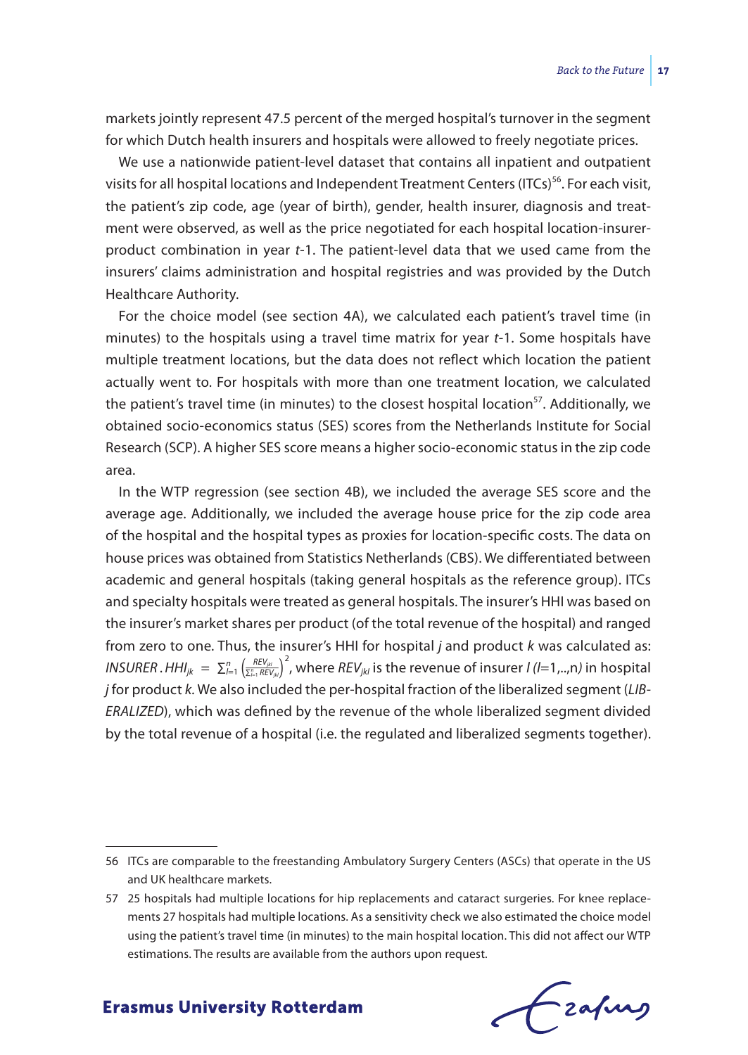markets jointly represent 47.5 percent of the merged hospital's turnover in the segment for which Dutch health insurers and hospitals were allowed to freely negotiate prices.

We use a nationwide patient-level dataset that contains all inpatient and outpatient visits for all hospital locations and Independent Treatment Centers (ITCs)[56]. For each visit, the patient's zip code, age (year of birth), gender, health insurer, diagnosis and treatment were observed, as well as the price negotiated for each hospital location-insurer-product combination in year *t*-1. The patient-level data that we used came from the insurers' claims administration and hospital registries and was provided by the Dutch Healthcare Authority.

For the choice model (see section 4A), we calculated each patient's travel time (in minutes) to the hospitals using a travel time matrix for year *t*-1. Some hospitals have multiple treatment locations, but the data does not reflect which location the patient actually went to. For hospitals with more than one treatment location, we calculated the patient's travel time (in minutes) to the closest hospital location[57]. Additionally, we obtained socio-economics status (SES) scores from the Netherlands Institute for Social Research (SCP). A higher SES score means a higher socio-economic status in the zip code area.

In the WTP regression (see section 4B), we included the average SES score and the average age. Additionally, we included the average house price for the zip code area of the hospital and the hospital types as proxies for location-specific costs. The data on house prices was obtained from Statistics Netherlands (CBS). We differentiated between academic and general hospitals (taking general hospitals as the reference group). ITCs and specialty hospitals were treated as general hospitals. The insurer's HHI was based on the insurer's market shares per product (of the total revenue of the hospital) and ranged from zero to one. Thus, the insurer's HHI for hospital *j* and product *k* was calculated as: $INSURER.HHI_{jk} = \sum_{l=1}^{n} \left(\frac{REV_{jkl}}{\sum_{l=1}^{n} REV_{jkl}}\right)^2$, where $REV_{jkl}$ is the revenue of insurer $l$ ($l$=1,..,n) in hospital *j* for product *k*. We also included the per-hospital fraction of the liberalized segment (*LIBERALIZED*), which was defined by the revenue of the whole liberalized segment divided by the total revenue of a hospital (i.e. the regulated and liberalized segments together).

---

56 ITCs are comparable to the freestanding Ambulatory Surgery Centers (ASCs) that operate in the US and UK healthcare markets.

57 25 hospitals had multiple locations for hip replacements and cataract surgeries. For knee replacements 27 hospitals had multiple locations. As a sensitivity check we also estimated the choice model using the patient's travel time (in minutes) to the main hospital location. This did not affect our WTP estimations. The results are available from the authors upon request.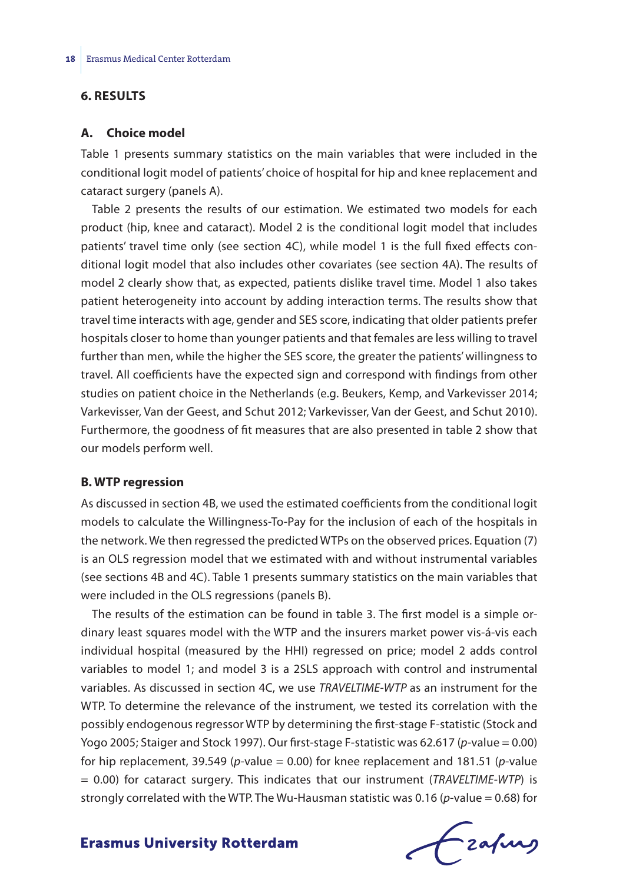## 6. RESULTS

### A. Choice model

Table 1 presents summary statistics on the main variables that were included in the conditional logit model of patients' choice of hospital for hip and knee replacement and cataract surgery (panels A).

Table 2 presents the results of our estimation. We estimated two models for each product (hip, knee and cataract). Model 2 is the conditional logit model that includes patients' travel time only (see section 4C), while model 1 is the full fixed effects conditional logit model that also includes other covariates (see section 4A). The results of model 2 clearly show that, as expected, patients dislike travel time. Model 1 also takes patient heterogeneity into account by adding interaction terms. The results show that travel time interacts with age, gender and SES score, indicating that older patients prefer hospitals closer to home than younger patients and that females are less willing to travel further than men, while the higher the SES score, the greater the patients' willingness to travel. All coefficients have the expected sign and correspond with findings from other studies on patient choice in the Netherlands (e.g. Beukers, Kemp, and Varkevisser 2014; Varkevisser, Van der Geest, and Schut 2012; Varkevisser, Van der Geest, and Schut 2010). Furthermore, the goodness of fit measures that are also presented in table 2 show that our models perform well.

### B. WTP regression

As discussed in section 4B, we used the estimated coefficients from the conditional logit models to calculate the Willingness-To-Pay for the inclusion of each of the hospitals in the network. We then regressed the predicted WTPs on the observed prices. Equation (7) is an OLS regression model that we estimated with and without instrumental variables (see sections 4B and 4C). Table 1 presents summary statistics on the main variables that were included in the OLS regressions (panels B).

The results of the estimation can be found in table 3. The first model is a simple ordinary least squares model with the WTP and the insurers market power vis-á-vis each individual hospital (measured by the HHI) regressed on price; model 2 adds control variables to model 1; and model 3 is a 2SLS approach with control and instrumental variables. As discussed in section 4C, we use *TRAVELTIME-WTP* as an instrument for the WTP. To determine the relevance of the instrument, we tested its correlation with the possibly endogenous regressor WTP by determining the first-stage F-statistic (Stock and Yogo 2005; Staiger and Stock 1997). Our first-stage F-statistic was 62.617 (*p*-value = 0.00) for hip replacement, 39.549 (*p*-value = 0.00) for knee replacement and 181.51 (*p*-value = 0.00) for cataract surgery. This indicates that our instrument (*TRAVELTIME-WTP*) is strongly correlated with the WTP. The Wu-Hausman statistic was 0.16 (*p*-value = 0.68) for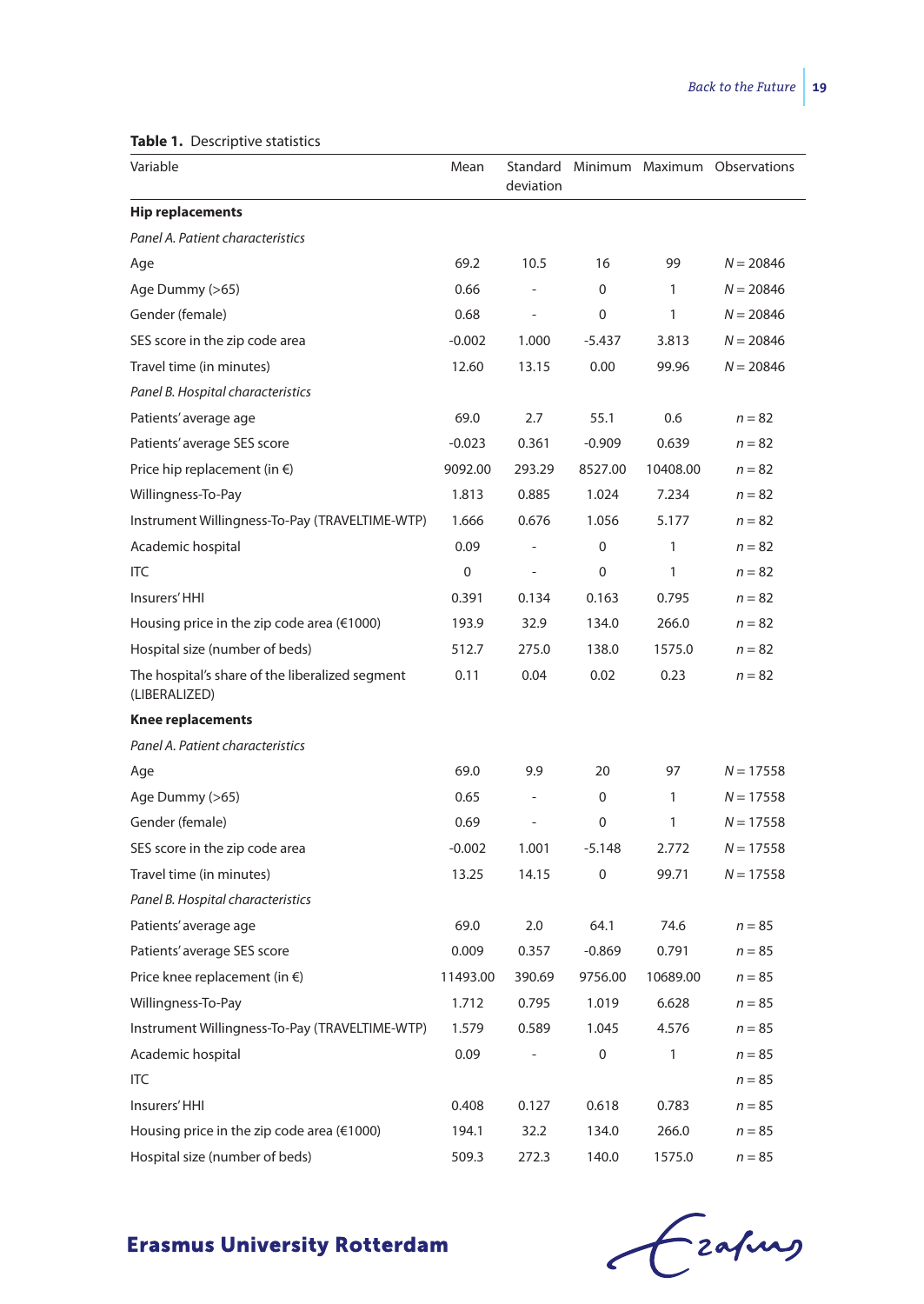**Table 1.** Descriptive statistics

| Variable | Mean | Standard deviation | Minimum | Maximum | Observations |
|---|---|---|---|---|---|
| **Hip replacements** | | | | | |
| *Panel A. Patient characteristics* | | | | | |
| Age | 69.2 | 10.5 | 16 | 99 | $N = 20846$ |
| Age Dummy (>65) | 0.66 | - | 0 | 1 | $N = 20846$ |
| Gender (female) | 0.68 | - | 0 | 1 | $N = 20846$ |
| SES score in the zip code area | -0.002 | 1.000 | -5.437 | 3.813 | $N = 20846$ |
| Travel time (in minutes) | 12.60 | 13.15 | 0.00 | 99.96 | $N = 20846$ |
| *Panel B. Hospital characteristics* | | | | | |
| Patients' average age | 69.0 | 2.7 | 55.1 | 0.6 | $n = 82$ |
| Patients' average SES score | -0.023 | 0.361 | -0.909 | 0.639 | $n = 82$ |
| Price hip replacement (in €) | 9092.00 | 293.29 | 8527.00 | 10408.00 | $n = 82$ |
| Willingness-To-Pay | 1.813 | 0.885 | 1.024 | 7.234 | $n = 82$ |
| Instrument Willingness-To-Pay (TRAVELTIME-WTP) | 1.666 | 0.676 | 1.056 | 5.177 | $n = 82$ |
| Academic hospital | 0.09 | - | 0 | 1 | $n = 82$ |
| ITC | 0 | - | 0 | 1 | $n = 82$ |
| Insurers' HHI | 0.391 | 0.134 | 0.163 | 0.795 | $n = 82$ |
| Housing price in the zip code area (€1000) | 193.9 | 32.9 | 134.0 | 266.0 | $n = 82$ |
| Hospital size (number of beds) | 512.7 | 275.0 | 138.0 | 1575.0 | $n = 82$ |
| The hospital's share of the liberalized segment (LIBERALIZED) | 0.11 | 0.04 | 0.02 | 0.23 | $n = 82$ |
| **Knee replacements** | | | | | |
| *Panel A. Patient characteristics* | | | | | |
| Age | 69.0 | 9.9 | 20 | 97 | $N = 17558$ |
| Age Dummy (>65) | 0.65 | - | 0 | 1 | $N = 17558$ |
| Gender (female) | 0.69 | - | 0 | 1 | $N = 17558$ |
| SES score in the zip code area | -0.002 | 1.001 | -5.148 | 2.772 | $N = 17558$ |
| Travel time (in minutes) | 13.25 | 14.15 | 0 | 99.71 | $N = 17558$ |
| *Panel B. Hospital characteristics* | | | | | |
| Patients' average age | 69.0 | 2.0 | 64.1 | 74.6 | $n = 85$ |
| Patients' average SES score | 0.009 | 0.357 | -0.869 | 0.791 | $n = 85$ |
| Price knee replacement (in €) | 11493.00 | 390.69 | 9756.00 | 10689.00 | $n = 85$ |
| Willingness-To-Pay | 1.712 | 0.795 | 1.019 | 6.628 | $n = 85$ |
| Instrument Willingness-To-Pay (TRAVELTIME-WTP) | 1.579 | 0.589 | 1.045 | 4.576 | $n = 85$ |
| Academic hospital | 0.09 | - | 0 | 1 | $n = 85$ |
| ITC | | | | | $n = 85$ |
| Insurers' HHI | 0.408 | 0.127 | 0.618 | 0.783 | $n = 85$ |
| Housing price in the zip code area (€1000) | 194.1 | 32.2 | 134.0 | 266.0 | $n = 85$ |
| Hospital size (number of beds) | 509.3 | 272.3 | 140.0 | 1575.0 | $n = 85$ |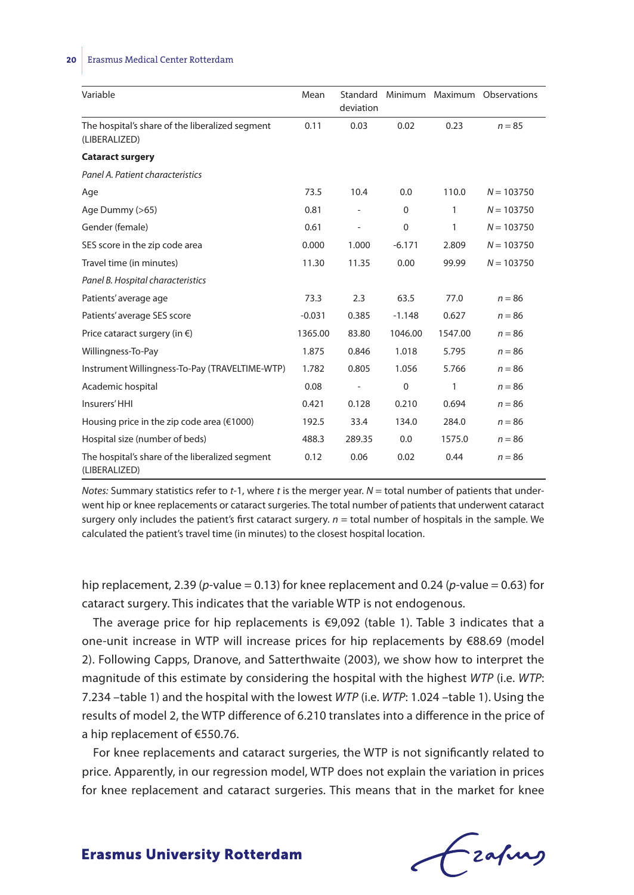| Variable | Mean | Standard deviation | Minimum | Maximum | Observations |
|---|---|---|---|---|---|
| The hospital's share of the liberalized segment (LIBERALIZED) | 0.11 | 0.03 | 0.02 | 0.23 | $n = 85$ |
| **Cataract surgery** | | | | | |
| *Panel A. Patient characteristics* | | | | | |
| Age | 73.5 | 10.4 | 0.0 | 110.0 | $N = 103750$ |
| Age Dummy (>65) | 0.81 | - | 0 | 1 | $N = 103750$ |
| Gender (female) | 0.61 | - | 0 | 1 | $N = 103750$ |
| SES score in the zip code area | 0.000 | 1.000 | -6.171 | 2.809 | $N = 103750$ |
| Travel time (in minutes) | 11.30 | 11.35 | 0.00 | 99.99 | $N = 103750$ |
| *Panel B. Hospital characteristics* | | | | | |
| Patients' average age | 73.3 | 2.3 | 63.5 | 77.0 | $n = 86$ |
| Patients' average SES score | -0.031 | 0.385 | -1.148 | 0.627 | $n = 86$ |
| Price cataract surgery (in €) | 1365.00 | 83.80 | 1046.00 | 1547.00 | $n = 86$ |
| Willingness-To-Pay | 1.875 | 0.846 | 1.018 | 5.795 | $n = 86$ |
| Instrument Willingness-To-Pay (TRAVELTIME-WTP) | 1.782 | 0.805 | 1.056 | 5.766 | $n = 86$ |
| Academic hospital | 0.08 | - | 0 | 1 | $n = 86$ |
| Insurers' HHI | 0.421 | 0.128 | 0.210 | 0.694 | $n = 86$ |
| Housing price in the zip code area (€1000) | 192.5 | 33.4 | 134.0 | 284.0 | $n = 86$ |
| Hospital size (number of beds) | 488.3 | 289.35 | 0.0 | 1575.0 | $n = 86$ |
| The hospital's share of the liberalized segment (LIBERALIZED) | 0.12 | 0.06 | 0.02 | 0.44 | $n = 86$ |

*Notes:* Summary statistics refer to $t$-1, where $t$ is the merger year. $N$ = total number of patients that underwent hip or knee replacements or cataract surgeries. The total number of patients that underwent cataract surgery only includes the patient's first cataract surgery. $n$ = total number of hospitals in the sample. We calculated the patient's travel time (in minutes) to the closest hospital location.

hip replacement, 2.39 ($p$-value = 0.13) for knee replacement and 0.24 ($p$-value = 0.63) for cataract surgery. This indicates that the variable WTP is not endogenous.

The average price for hip replacements is €9,092 (table 1). Table 3 indicates that a one-unit increase in WTP will increase prices for hip replacements by €88.69 (model 2). Following Capps, Dranove, and Satterthwaite (2003), we show how to interpret the magnitude of this estimate by considering the hospital with the highest *WTP* (i.e. *WTP*: 7.234 –table 1) and the hospital with the lowest *WTP* (i.e. *WTP*: 1.024 –table 1). Using the results of model 2, the WTP difference of 6.210 translates into a difference in the price of a hip replacement of €550.76.

For knee replacements and cataract surgeries, the WTP is not significantly related to price. Apparently, in our regression model, WTP does not explain the variation in prices for knee replacement and cataract surgeries. This means that in the market for knee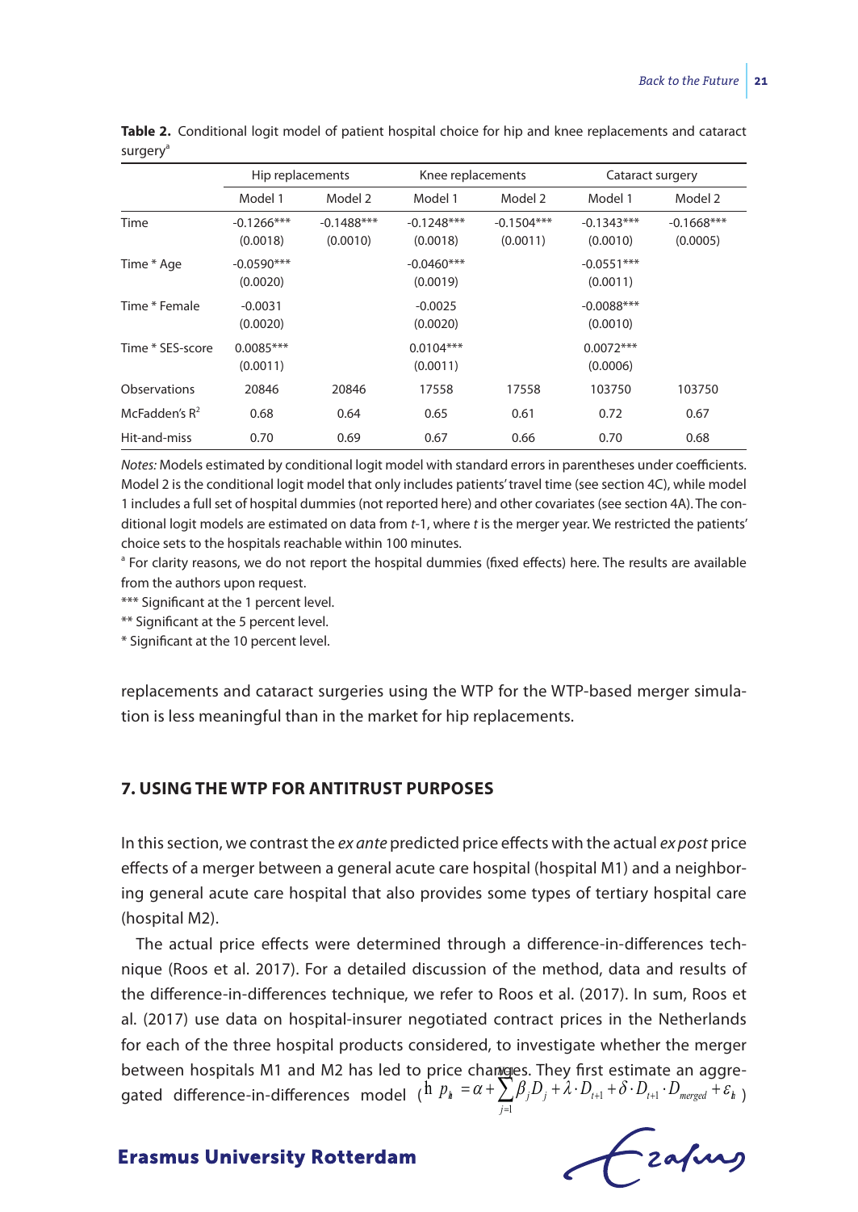**Table 2.** Conditional logit model of patient hospital choice for hip and knee replacements and cataract surgery[a]

| | Hip replacements | | Knee replacements | | Cataract surgery | |
|---|---|---|---|---|---|---|
| | Model 1 | Model 2 | Model 1 | Model 2 | Model 1 | Model 2 |
| Time | -0.1266*** (0.0018) | -0.1488*** (0.0010) | -0.1248*** (0.0018) | -0.1504*** (0.0011) | -0.1343*** (0.0010) | -0.1668*** (0.0005) |
| Time * Age | -0.0590*** (0.0020) | | -0.0460*** (0.0019) | | -0.0551*** (0.0011) | |
| Time * Female | -0.0031 (0.0020) | | -0.0025 (0.0020) | | -0.0088*** (0.0010) | |
| Time * SES-score | 0.0085*** (0.0011) | | 0.0104*** (0.0011) | | 0.0072*** (0.0006) | |
| Observations | 20846 | 20846 | 17558 | 17558 | 103750 | 103750 |
| McFadden's $R^2$ | 0.68 | 0.64 | 0.65 | 0.61 | 0.72 | 0.67 |
| Hit-and-miss | 0.70 | 0.69 | 0.67 | 0.66 | 0.70 | 0.68 |

*Notes:* Models estimated by conditional logit model with standard errors in parentheses under coefficients. Model 2 is the conditional logit model that only includes patients' travel time (see section 4C), while model 1 includes a full set of hospital dummies (not reported here) and other covariates (see section 4A). The conditional logit models are estimated on data from *t*-1, where *t* is the merger year. We restricted the patients' choice sets to the hospitals reachable within 100 minutes.

[a] For clarity reasons, we do not report the hospital dummies (fixed effects) here. The results are available from the authors upon request.

*** Significant at the 1 percent level.

** Significant at the 5 percent level.

* Significant at the 10 percent level.

replacements and cataract surgeries using the WTP for the WTP-based merger simulation is less meaningful than in the market for hip replacements.

## 7. USING THE WTP FOR ANTITRUST PURPOSES

In this section, we contrast the *ex ante* predicted price effects with the actual *ex post* price effects of a merger between a general acute care hospital (hospital M1) and a neighboring general acute care hospital that also provides some types of tertiary hospital care (hospital M2).

The actual price effects were determined through a difference-in-differences technique (Roos et al. 2017). For a detailed discussion of the method, data and results of the difference-in-differences technique, we refer to Roos et al. (2017). In sum, Roos et al. (2017) use data on hospital-insurer negotiated contract prices in the Netherlands for each of the three hospital products considered, to investigate whether the merger between hospitals M1 and M2 has led to price changes. They first estimate an aggregated difference-in-differences model ($\ln p_{it} = \alpha + \sum_{j=1}^{N} \beta_j D_j + \lambda \cdot D_{t+1} + \delta \cdot D_{t+1} \cdot D_{merged} + \varepsilon_{it}$)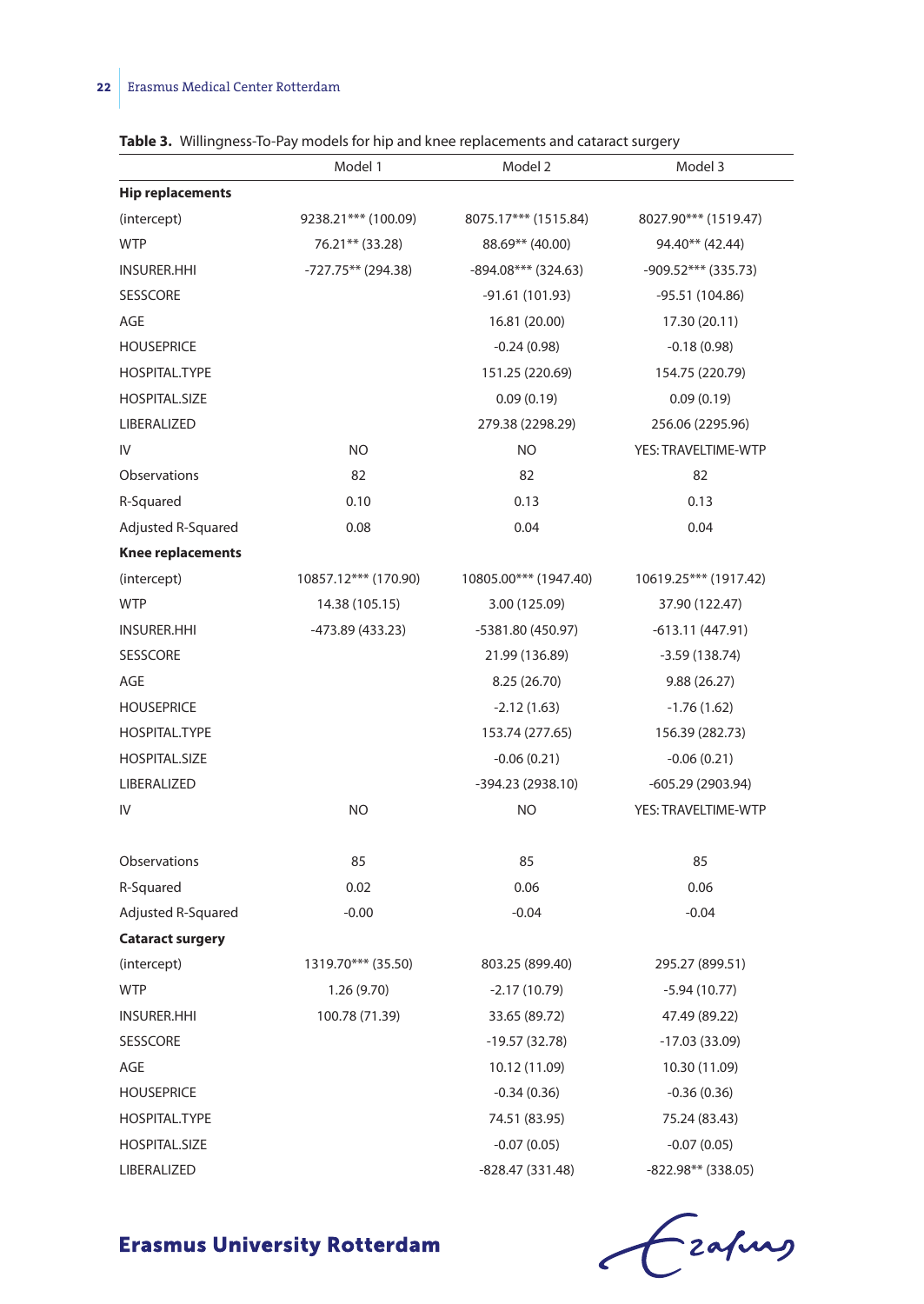**Table 3.** Willingness-To-Pay models for hip and knee replacements and cataract surgery

| | Model 1 | Model 2 | Model 3 |
|---|---|---|---|
| **Hip replacements** | | | |
| (intercept) | 9238.21*** (100.09) | 8075.17*** (1515.84) | 8027.90*** (1519.47) |
| WTP | 76.21** (33.28) | 88.69** (40.00) | 94.40** (42.44) |
| INSURER.HHI | -727.75** (294.38) | -894.08*** (324.63) | -909.52*** (335.73) |
| SESSCORE | | -91.61 (101.93) | -95.51 (104.86) |
| AGE | | 16.81 (20.00) | 17.30 (20.11) |
| HOUSEPRICE | | -0.24 (0.98) | -0.18 (0.98) |
| HOSPITAL.TYPE | | 151.25 (220.69) | 154.75 (220.79) |
| HOSPITAL.SIZE | | 0.09 (0.19) | 0.09 (0.19) |
| LIBERALIZED | | 279.38 (2298.29) | 256.06 (2295.96) |
| IV | NO | NO | YES: TRAVELTIME-WTP |
| Observations | 82 | 82 | 82 |
| R-Squared | 0.10 | 0.13 | 0.13 |
| Adjusted R-Squared | 0.08 | 0.04 | 0.04 |
| **Knee replacements** | | | |
| (intercept) | 10857.12*** (170.90) | 10805.00*** (1947.40) | 10619.25*** (1917.42) |
| WTP | 14.38 (105.15) | 3.00 (125.09) | 37.90 (122.47) |
| INSURER.HHI | -473.89 (433.23) | -5381.80 (450.97) | -613.11 (447.91) |
| SESSCORE | | 21.99 (136.89) | -3.59 (138.74) |
| AGE | | 8.25 (26.70) | 9.88 (26.27) |
| HOUSEPRICE | | -2.12 (1.63) | -1.76 (1.62) |
| HOSPITAL.TYPE | | 153.74 (277.65) | 156.39 (282.73) |
| HOSPITAL.SIZE | | -0.06 (0.21) | -0.06 (0.21) |
| LIBERALIZED | | -394.23 (2938.10) | -605.29 (2903.94) |
| IV | NO | NO | YES: TRAVELTIME-WTP |
| Observations | 85 | 85 | 85 |
| R-Squared | 0.02 | 0.06 | 0.06 |
| Adjusted R-Squared | -0.00 | -0.04 | -0.04 |
| **Cataract surgery** | | | |
| (intercept) | 1319.70*** (35.50) | 803.25 (899.40) | 295.27 (899.51) |
| WTP | 1.26 (9.70) | -2.17 (10.79) | -5.94 (10.77) |
| INSURER.HHI | 100.78 (71.39) | 33.65 (89.72) | 47.49 (89.22) |
| SESSCORE | | -19.57 (32.78) | -17.03 (33.09) |
| AGE | | 10.12 (11.09) | 10.30 (11.09) |
| HOUSEPRICE | | -0.34 (0.36) | -0.36 (0.36) |
| HOSPITAL.TYPE | | 74.51 (83.95) | 75.24 (83.43) |
| HOSPITAL.SIZE | | -0.07 (0.05) | -0.07 (0.05) |
| LIBERALIZED | | -828.47 (331.48) | -822.98** (338.05) |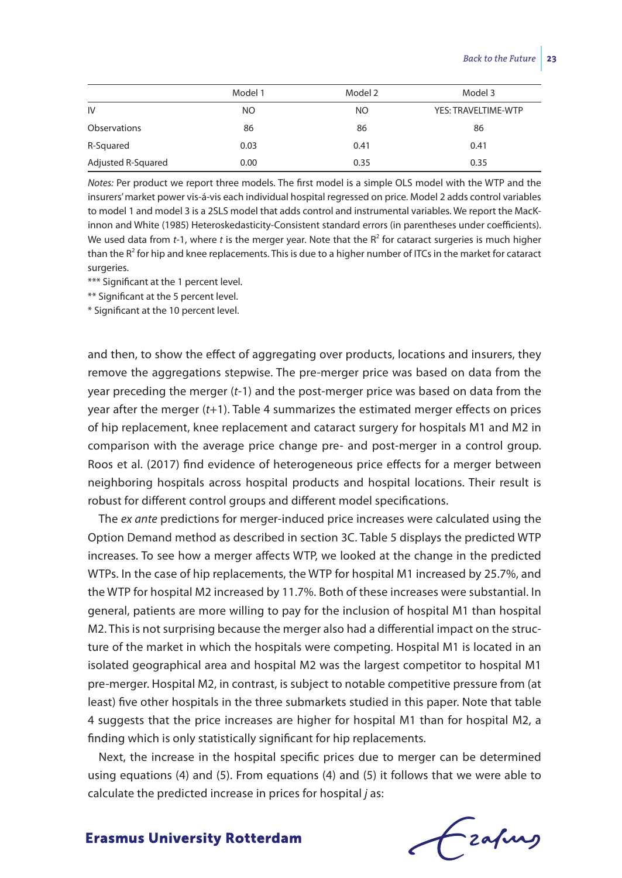| | Model 1 | Model 2 | Model 3 |
|---|---|---|---|
| IV | NO | NO | YES: TRAVELTIME-WTP |
| Observations | 86 | 86 | 86 |
| R-Squared | 0.03 | 0.41 | 0.41 |
| Adjusted R-Squared | 0.00 | 0.35 | 0.35 |

*Notes:* Per product we report three models. The first model is a simple OLS model with the WTP and the insurers' market power vis-á-vis each individual hospital regressed on price. Model 2 adds control variables to model 1 and model 3 is a 2SLS model that adds control and instrumental variables. We report the MacKinnon and White (1985) Heteroskedasticity-Consistent standard errors (in parentheses under coefficients). We used data from *t*-1, where *t* is the merger year. Note that the $R^2$ for cataract surgeries is much higher than the $R^2$ for hip and knee replacements. This is due to a higher number of ITCs in the market for cataract surgeries.

*** Significant at the 1 percent level.

** Significant at the 5 percent level.

* Significant at the 10 percent level.

and then, to show the effect of aggregating over products, locations and insurers, they remove the aggregations stepwise. The pre-merger price was based on data from the year preceding the merger (*t*-1) and the post-merger price was based on data from the year after the merger (*t*+1). Table 4 summarizes the estimated merger effects on prices of hip replacement, knee replacement and cataract surgery for hospitals M1 and M2 in comparison with the average price change pre- and post-merger in a control group. Roos et al. (2017) find evidence of heterogeneous price effects for a merger between neighboring hospitals across hospital products and hospital locations. Their result is robust for different control groups and different model specifications.

The *ex ante* predictions for merger-induced price increases were calculated using the Option Demand method as described in section 3C. Table 5 displays the predicted WTP increases. To see how a merger affects WTP, we looked at the change in the predicted WTPs. In the case of hip replacements, the WTP for hospital M1 increased by 25.7%, and the WTP for hospital M2 increased by 11.7%. Both of these increases were substantial. In general, patients are more willing to pay for the inclusion of hospital M1 than hospital M2. This is not surprising because the merger also had a differential impact on the structure of the market in which the hospitals were competing. Hospital M1 is located in an isolated geographical area and hospital M2 was the largest competitor to hospital M1 pre-merger. Hospital M2, in contrast, is subject to notable competitive pressure from (at least) five other hospitals in the three submarkets studied in this paper. Note that table 4 suggests that the price increases are higher for hospital M1 than for hospital M2, a finding which is only statistically significant for hip replacements.

Next, the increase in the hospital specific prices due to merger can be determined using equations (4) and (5). From equations (4) and (5) it follows that we were able to calculate the predicted increase in prices for hospital *j* as: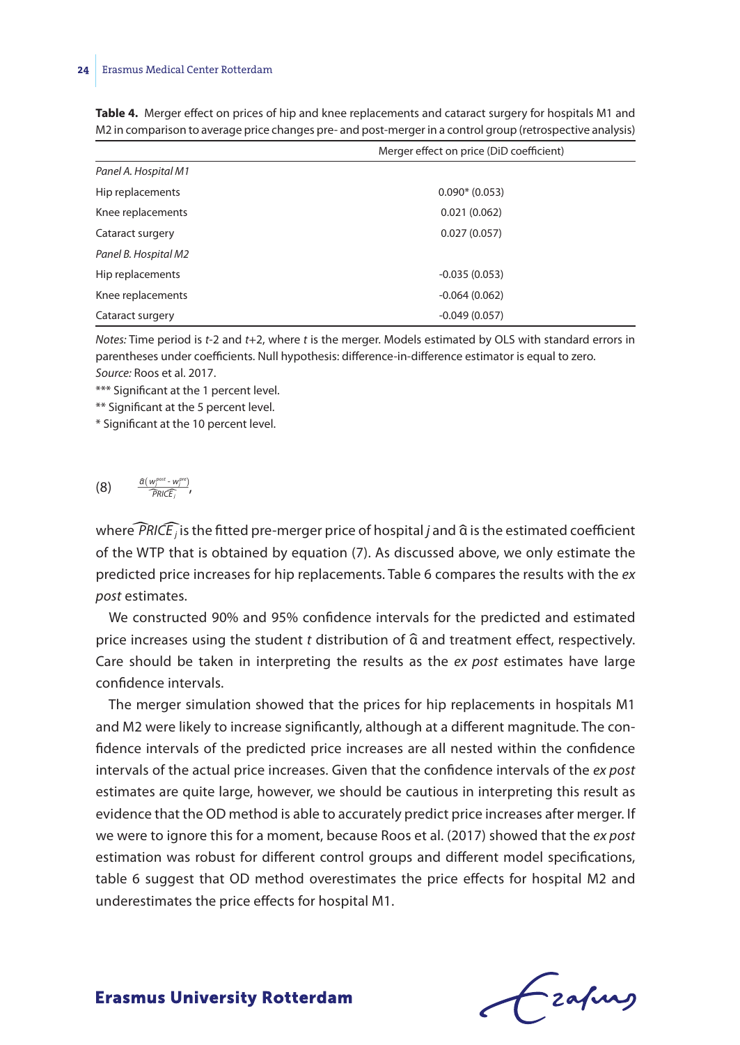**Table 4.** Merger effect on prices of hip and knee replacements and cataract surgery for hospitals M1 and M2 in comparison to average price changes pre- and post-merger in a control group (retrospective analysis)

| | Merger effect on price (DiD coefficient) |
|---|---|
| *Panel A. Hospital M1* | |
| Hip replacements | 0.090* (0.053) |
| Knee replacements | 0.021 (0.062) |
| Cataract surgery | 0.027 (0.057) |
| *Panel B. Hospital M2* | |
| Hip replacements | -0.035 (0.053) |
| Knee replacements | -0.064 (0.062) |
| Cataract surgery | -0.049 (0.057) |

*Notes:* Time period is *t*-2 and *t*+2, where *t* is the merger. Models estimated by OLS with standard errors in parentheses under coefficients. Null hypothesis: difference-in-difference estimator is equal to zero.
*Source:* Roos et al. 2017.
*** Significant at the 1 percent level.
** Significant at the 5 percent level.
* Significant at the 10 percent level.

$$(8) \qquad \frac{\hat{\alpha}\,(w_j^{post} - w_j^{pre})}{\widehat{PRICE}_j},$$

where $\widehat{PRICE}_j$ is the fitted pre-merger price of hospital *j* and $\hat{\alpha}$ is the estimated coefficient of the WTP that is obtained by equation (7). As discussed above, we only estimate the predicted price increases for hip replacements. Table 6 compares the results with the *ex post* estimates.

We constructed 90% and 95% confidence intervals for the predicted and estimated price increases using the student *t* distribution of $\hat{\alpha}$ and treatment effect, respectively. Care should be taken in interpreting the results as the *ex post* estimates have large confidence intervals.

The merger simulation showed that the prices for hip replacements in hospitals M1 and M2 were likely to increase significantly, although at a different magnitude. The confidence intervals of the predicted price increases are all nested within the confidence intervals of the actual price increases. Given that the confidence intervals of the *ex post* estimates are quite large, however, we should be cautious in interpreting this result as evidence that the OD method is able to accurately predict price increases after merger. If we were to ignore this for a moment, because Roos et al. (2017) showed that the *ex post* estimation was robust for different control groups and different model specifications, table 6 suggest that OD method overestimates the price effects for hospital M2 and underestimates the price effects for hospital M1.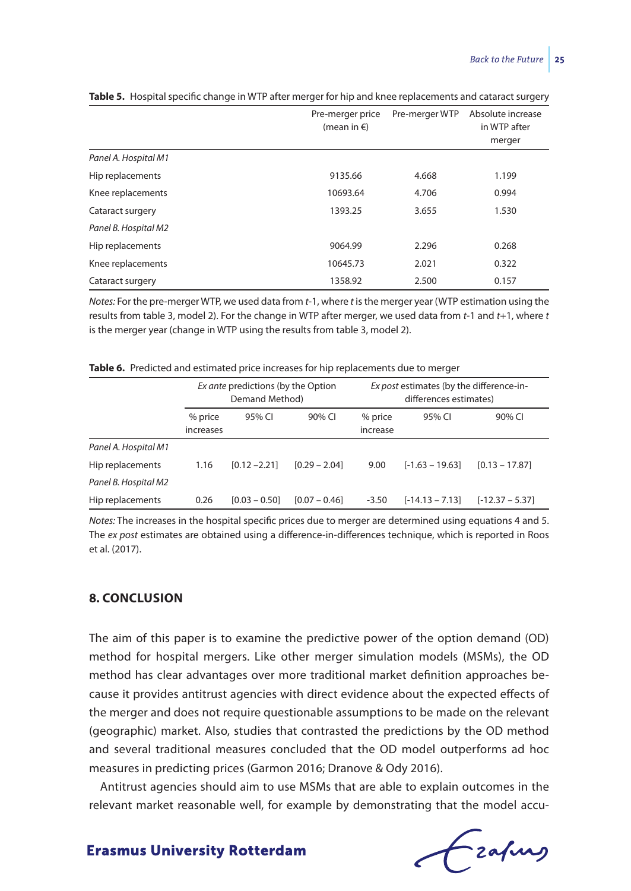**Table 5.** Hospital specific change in WTP after merger for hip and knee replacements and cataract surgery

| | Pre-merger price (mean in €) | Pre-merger WTP | Absolute increase in WTP after merger |
|---|---|---|---|
| *Panel A. Hospital M1* | | | |
| Hip replacements | 9135.66 | 4.668 | 1.199 |
| Knee replacements | 10693.64 | 4.706 | 0.994 |
| Cataract surgery | 1393.25 | 3.655 | 1.530 |
| *Panel B. Hospital M2* | | | |
| Hip replacements | 9064.99 | 2.296 | 0.268 |
| Knee replacements | 10645.73 | 2.021 | 0.322 |
| Cataract surgery | 1358.92 | 2.500 | 0.157 |

*Notes:* For the pre-merger WTP, we used data from $t$-1, where $t$ is the merger year (WTP estimation using the results from table 3, model 2). For the change in WTP after merger, we used data from $t$-1 and $t$+1, where $t$ is the merger year (change in WTP using the results from table 3, model 2).

**Table 6.** Predicted and estimated price increases for hip replacements due to merger

| | *Ex ante* predictions (by the Option Demand Method) | | | *Ex post* estimates (by the difference-in-differences estimates) | | |
|---|---|---|---|---|---|---|
| | % price increases | 95% CI | 90% CI | % price increase | 95% CI | 90% CI |
| *Panel A. Hospital M1* | | | | | | |
| Hip replacements | 1.16 | [0.12 –2.21] | [0.29 – 2.04] | 9.00 | [-1.63 – 19.63] | [0.13 – 17.87] |
| *Panel B. Hospital M2* | | | | | | |
| Hip replacements | 0.26 | [0.03 – 0.50] | [0.07 – 0.46] | -3.50 | [-14.13 – 7.13] | [-12.37 – 5.37] |

*Notes:* The increases in the hospital specific prices due to merger are determined using equations 4 and 5. The *ex post* estimates are obtained using a difference-in-differences technique, which is reported in Roos et al. (2017).

## 8. CONCLUSION

The aim of this paper is to examine the predictive power of the option demand (OD) method for hospital mergers. Like other merger simulation models (MSMs), the OD method has clear advantages over more traditional market definition approaches because it provides antitrust agencies with direct evidence about the expected effects of the merger and does not require questionable assumptions to be made on the relevant (geographic) market. Also, studies that contrasted the predictions by the OD method and several traditional measures concluded that the OD model outperforms ad hoc measures in predicting prices (Garmon 2016; Dranove & Ody 2016).

Antitrust agencies should aim to use MSMs that are able to explain outcomes in the relevant market reasonable well, for example by demonstrating that the model accu-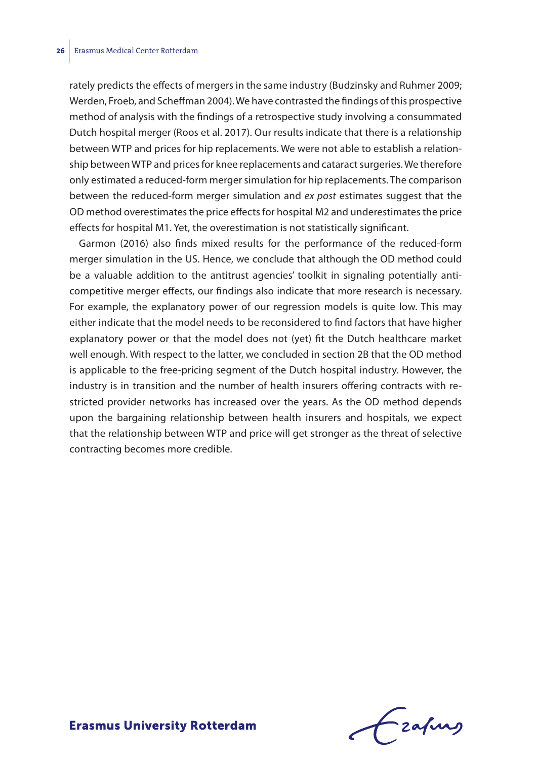rately predicts the effects of mergers in the same industry (Budzinsky and Ruhmer 2009; Werden, Froeb, and Scheffman 2004). We have contrasted the findings of this prospective method of analysis with the findings of a retrospective study involving a consummated Dutch hospital merger (Roos et al. 2017). Our results indicate that there is a relationship between WTP and prices for hip replacements. We were not able to establish a relationship between WTP and prices for knee replacements and cataract surgeries. We therefore only estimated a reduced-form merger simulation for hip replacements. The comparison between the reduced-form merger simulation and *ex post* estimates suggest that the OD method overestimates the price effects for hospital M2 and underestimates the price effects for hospital M1. Yet, the overestimation is not statistically significant.

Garmon (2016) also finds mixed results for the performance of the reduced-form merger simulation in the US. Hence, we conclude that although the OD method could be a valuable addition to the antitrust agencies' toolkit in signaling potentially anticompetitive merger effects, our findings also indicate that more research is necessary. For example, the explanatory power of our regression models is quite low. This may either indicate that the model needs to be reconsidered to find factors that have higher explanatory power or that the model does not (yet) fit the Dutch healthcare market well enough. With respect to the latter, we concluded in section 2B that the OD method is applicable to the free-pricing segment of the Dutch hospital industry. However, the industry is in transition and the number of health insurers offering contracts with restricted provider networks has increased over the years. As the OD method depends upon the bargaining relationship between health insurers and hospitals, we expect that the relationship between WTP and price will get stronger as the threat of selective contracting becomes more credible.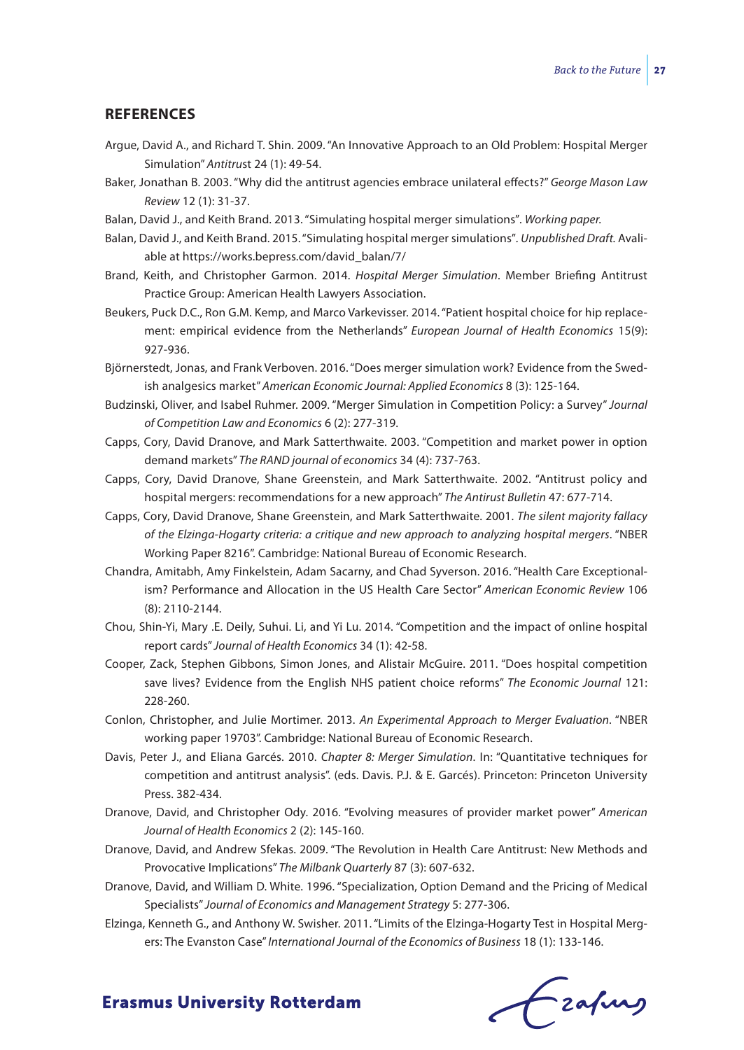## REFERENCES

Argue, David A., and Richard T. Shin. 2009. "An Innovative Approach to an Old Problem: Hospital Merger Simulation" *Antitrust* 24 (1): 49-54.

Baker, Jonathan B. 2003. "Why did the antitrust agencies embrace unilateral effects?" *George Mason Law Review* 12 (1): 31-37.

Balan, David J., and Keith Brand. 2013. "Simulating hospital merger simulations". *Working paper.*

Balan, David J., and Keith Brand. 2015. "Simulating hospital merger simulations". *Unpublished Draft.* Available at https://works.bepress.com/david_balan/7/

Brand, Keith, and Christopher Garmon. 2014. *Hospital Merger Simulation*. Member Briefing Antitrust Practice Group: American Health Lawyers Association.

Beukers, Puck D.C., Ron G.M. Kemp, and Marco Varkevisser. 2014. "Patient hospital choice for hip replacement: empirical evidence from the Netherlands" *European Journal of Health Economics* 15(9): 927-936.

Björnerstedt, Jonas, and Frank Verboven. 2016. "Does merger simulation work? Evidence from the Swedish analgesics market" *American Economic Journal: Applied Economics* 8 (3): 125-164.

Budzinski, Oliver, and Isabel Ruhmer. 2009. "Merger Simulation in Competition Policy: a Survey" *Journal of Competition Law and Economics* 6 (2): 277-319.

Capps, Cory, David Dranove, and Mark Satterthwaite. 2003. "Competition and market power in option demand markets" *The RAND journal of economics* 34 (4): 737-763.

Capps, Cory, David Dranove, Shane Greenstein, and Mark Satterthwaite. 2002. "Antitrust policy and hospital mergers: recommendations for a new approach" *The Antirust Bulletin* 47: 677-714.

Capps, Cory, David Dranove, Shane Greenstein, and Mark Satterthwaite. 2001. *The silent majority fallacy of the Elzinga-Hogarty criteria: a critique and new approach to analyzing hospital mergers*. "NBER Working Paper 8216". Cambridge: National Bureau of Economic Research.

Chandra, Amitabh, Amy Finkelstein, Adam Sacarny, and Chad Syverson. 2016. "Health Care Exceptionalism? Performance and Allocation in the US Health Care Sector" *American Economic Review* 106 (8): 2110-2144.

Chou, Shin-Yi, Mary .E. Deily, Suhui. Li, and Yi Lu. 2014. "Competition and the impact of online hospital report cards" *Journal of Health Economics* 34 (1): 42-58.

Cooper, Zack, Stephen Gibbons, Simon Jones, and Alistair McGuire. 2011. "Does hospital competition save lives? Evidence from the English NHS patient choice reforms" *The Economic Journal* 121: 228-260.

Conlon, Christopher, and Julie Mortimer. 2013. *An Experimental Approach to Merger Evaluation*. "NBER working paper 19703". Cambridge: National Bureau of Economic Research.

Davis, Peter J., and Eliana Garcés. 2010. *Chapter 8: Merger Simulation*. In: "Quantitative techniques for competition and antitrust analysis". (eds. Davis. P.J. & E. Garcés). Princeton: Princeton University Press. 382-434.

Dranove, David, and Christopher Ody. 2016. "Evolving measures of provider market power" *American Journal of Health Economics* 2 (2): 145-160.

Dranove, David, and Andrew Sfekas. 2009. "The Revolution in Health Care Antitrust: New Methods and Provocative Implications" *The Milbank Quarterly* 87 (3): 607-632.

Dranove, David, and William D. White. 1996. "Specialization, Option Demand and the Pricing of Medical Specialists" *Journal of Economics and Management Strategy* 5: 277-306.

Elzinga, Kenneth G., and Anthony W. Swisher. 2011. "Limits of the Elzinga-Hogarty Test in Hospital Mergers: The Evanston Case" *International Journal of the Economics of Business* 18 (1): 133-146.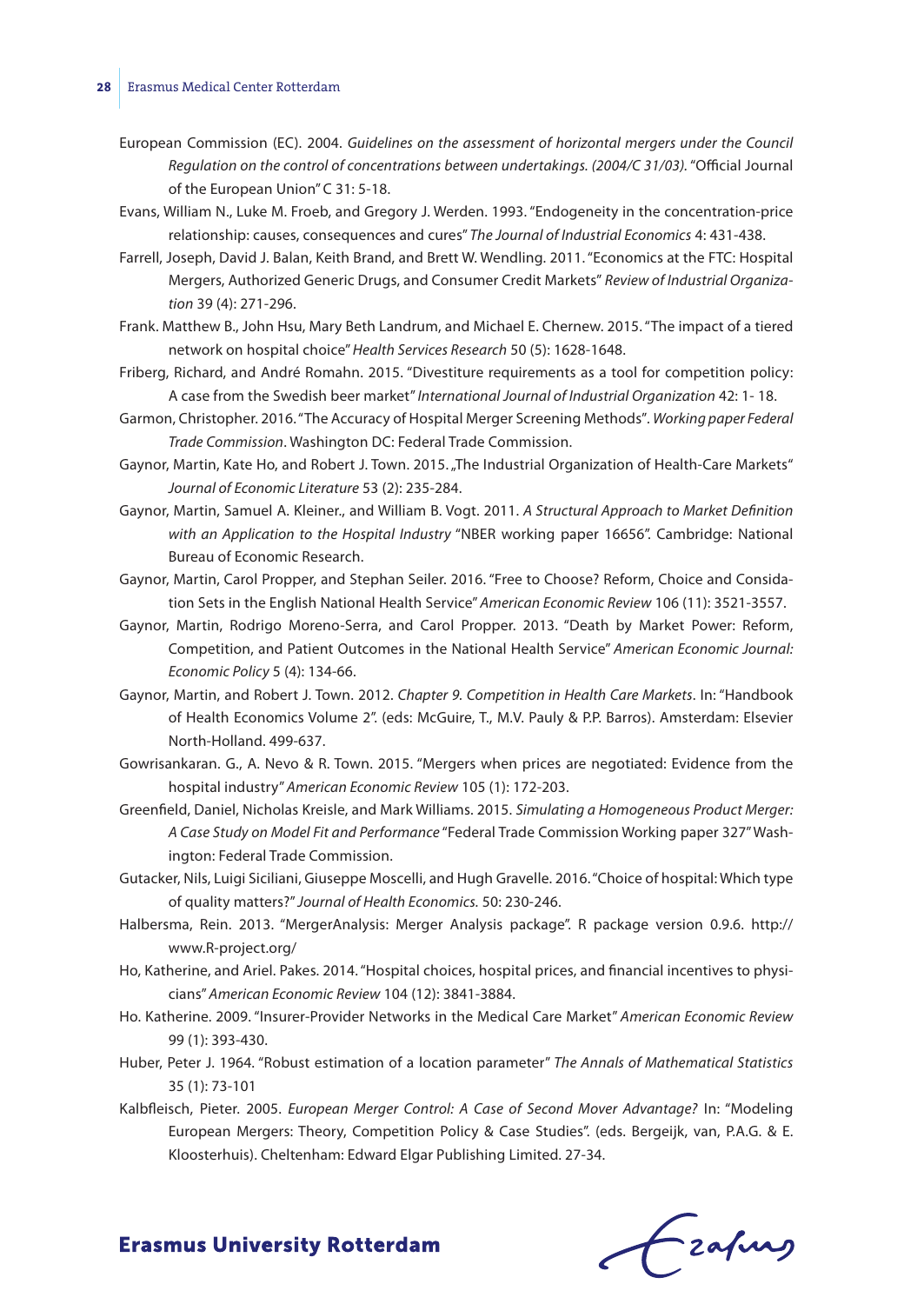European Commission (EC). 2004. *Guidelines on the assessment of horizontal mergers under the Council Regulation on the control of concentrations between undertakings. (2004/C 31/03)*. "Official Journal of the European Union" C 31: 5-18.

Evans, William N., Luke M. Froeb, and Gregory J. Werden. 1993. "Endogeneity in the concentration-price relationship: causes, consequences and cures" *The Journal of Industrial Economics* 4: 431-438.

Farrell, Joseph, David J. Balan, Keith Brand, and Brett W. Wendling. 2011. "Economics at the FTC: Hospital Mergers, Authorized Generic Drugs, and Consumer Credit Markets" *Review of Industrial Organization* 39 (4): 271-296.

Frank. Matthew B., John Hsu, Mary Beth Landrum, and Michael E. Chernew. 2015. "The impact of a tiered network on hospital choice" *Health Services Research* 50 (5): 1628-1648.

Friberg, Richard, and André Romahn. 2015. "Divestiture requirements as a tool for competition policy: A case from the Swedish beer market" *International Journal of Industrial Organization* 42: 1- 18.

Garmon, Christopher. 2016. "The Accuracy of Hospital Merger Screening Methods". *Working paper Federal Trade Commission*. Washington DC: Federal Trade Commission.

Gaynor, Martin, Kate Ho, and Robert J. Town. 2015. „The Industrial Organization of Health-Care Markets" *Journal of Economic Literature* 53 (2): 235-284.

Gaynor, Martin, Samuel A. Kleiner., and William B. Vogt. 2011. *A Structural Approach to Market Definition with an Application to the Hospital Industry* "NBER working paper 16656". Cambridge: National Bureau of Economic Research.

Gaynor, Martin, Carol Propper, and Stephan Seiler. 2016. "Free to Choose? Reform, Choice and Considation Sets in the English National Health Service" *American Economic Review* 106 (11): 3521-3557.

Gaynor, Martin, Rodrigo Moreno-Serra, and Carol Propper. 2013. "Death by Market Power: Reform, Competition, and Patient Outcomes in the National Health Service" *American Economic Journal: Economic Policy* 5 (4): 134-66.

Gaynor, Martin, and Robert J. Town. 2012. *Chapter 9. Competition in Health Care Markets*. In: "Handbook of Health Economics Volume 2". (eds: McGuire, T., M.V. Pauly & P.P. Barros). Amsterdam: Elsevier North-Holland. 499-637.

Gowrisankaran. G., A. Nevo & R. Town. 2015. "Mergers when prices are negotiated: Evidence from the hospital industry" *American Economic Review* 105 (1): 172-203.

Greenfield, Daniel, Nicholas Kreisle, and Mark Williams. 2015. *Simulating a Homogeneous Product Merger: A Case Study on Model Fit and Performance* "Federal Trade Commission Working paper 327" Washington: Federal Trade Commission.

Gutacker, Nils, Luigi Siciliani, Giuseppe Moscelli, and Hugh Gravelle. 2016. "Choice of hospital: Which type of quality matters?" *Journal of Health Economics*. 50: 230-246.

Halbersma, Rein. 2013. "MergerAnalysis: Merger Analysis package". R package version 0.9.6. http://www.R-project.org/

Ho, Katherine, and Ariel. Pakes. 2014. "Hospital choices, hospital prices, and financial incentives to physicians" *American Economic Review* 104 (12): 3841-3884.

Ho. Katherine. 2009. "Insurer-Provider Networks in the Medical Care Market" *American Economic Review* 99 (1): 393-430.

Huber, Peter J. 1964. "Robust estimation of a location parameter" *The Annals of Mathematical Statistics* 35 (1): 73-101

Kalbfleisch, Pieter. 2005. *European Merger Control: A Case of Second Mover Advantage?* In: "Modeling European Mergers: Theory, Competition Policy & Case Studies". (eds. Bergeijk, van, P.A.G. & E. Kloosterhuis). Cheltenham: Edward Elgar Publishing Limited. 27-34.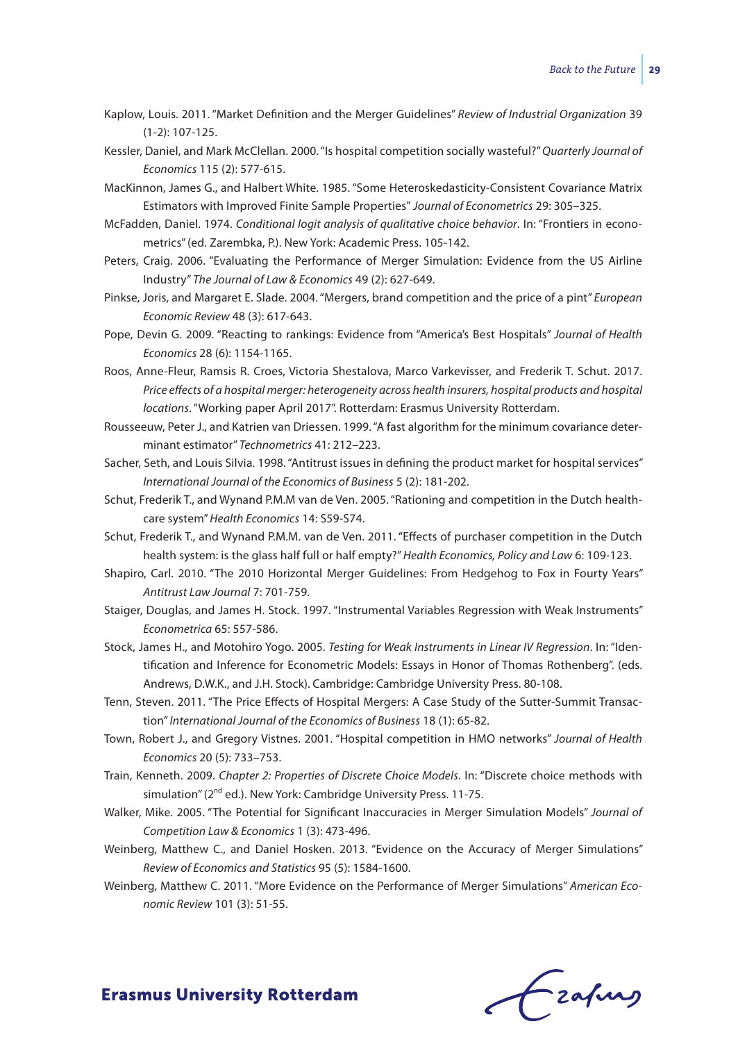Kaplow, Louis. 2011. "Market Definition and the Merger Guidelines" *Review of Industrial Organization* 39 (1-2): 107-125.

Kessler, Daniel, and Mark McClellan. 2000. "Is hospital competition socially wasteful?" *Quarterly Journal of Economics* 115 (2): 577-615.

MacKinnon, James G., and Halbert White. 1985. "Some Heteroskedasticity-Consistent Covariance Matrix Estimators with Improved Finite Sample Properties" *Journal of Econometrics* 29: 305–325.

McFadden, Daniel. 1974. *Conditional logit analysis of qualitative choice behavior*. In: "Frontiers in econometrics" (ed. Zarembka, P.). New York: Academic Press. 105-142.

Peters, Craig. 2006. "Evaluating the Performance of Merger Simulation: Evidence from the US Airline Industry" *The Journal of Law & Economics* 49 (2): 627-649.

Pinkse, Joris, and Margaret E. Slade. 2004. "Mergers, brand competition and the price of a pint" *European Economic Review* 48 (3): 617-643.

Pope, Devin G. 2009. "Reacting to rankings: Evidence from "America's Best Hospitals" *Journal of Health Economics* 28 (6): 1154-1165.

Roos, Anne-Fleur, Ramsis R. Croes, Victoria Shestalova, Marco Varkevisser, and Frederik T. Schut. 2017. *Price effects of a hospital merger: heterogeneity across health insurers, hospital products and hospital locations*. "Working paper April 2017". Rotterdam: Erasmus University Rotterdam.

Rousseeuw, Peter J., and Katrien van Driessen. 1999. "A fast algorithm for the minimum covariance determinant estimator" *Technometrics* 41: 212–223.

Sacher, Seth, and Louis Silvia. 1998. "Antitrust issues in defining the product market for hospital services" *International Journal of the Economics of Business* 5 (2): 181-202.

Schut, Frederik T., and Wynand P.M.M van de Ven. 2005. "Rationing and competition in the Dutch healthcare system" *Health Economics* 14: S59-S74.

Schut, Frederik T., and Wynand P.M.M. van de Ven. 2011. "Effects of purchaser competition in the Dutch health system: is the glass half full or half empty?" *Health Economics, Policy and Law* 6: 109-123.

Shapiro, Carl. 2010. "The 2010 Horizontal Merger Guidelines: From Hedgehog to Fox in Fourty Years" *Antitrust Law Journal* 7: 701-759.

Staiger, Douglas, and James H. Stock. 1997. "Instrumental Variables Regression with Weak Instruments" *Econometrica* 65: 557-586.

Stock, James H., and Motohiro Yogo. 2005. *Testing for Weak Instruments in Linear IV Regression*. In: "Identification and Inference for Econometric Models: Essays in Honor of Thomas Rothenberg". (eds. Andrews, D.W.K., and J.H. Stock). Cambridge: Cambridge University Press. 80-108.

Tenn, Steven. 2011. "The Price Effects of Hospital Mergers: A Case Study of the Sutter-Summit Transaction" *International Journal of the Economics of Business* 18 (1): 65-82.

Town, Robert J., and Gregory Vistnes. 2001. "Hospital competition in HMO networks" *Journal of Health Economics* 20 (5): 733–753.

Train, Kenneth. 2009. *Chapter 2: Properties of Discrete Choice Models*. In: "Discrete choice methods with simulation" (2nd ed.). New York: Cambridge University Press. 11-75.

Walker, Mike. 2005. "The Potential for Significant Inaccuracies in Merger Simulation Models" *Journal of Competition Law & Economics* 1 (3): 473-496.

Weinberg, Matthew C., and Daniel Hosken. 2013. "Evidence on the Accuracy of Merger Simulations" *Review of Economics and Statistics* 95 (5): 1584-1600.

Weinberg, Matthew C. 2011. "More Evidence on the Performance of Merger Simulations" *American Economic Review* 101 (3): 51-55.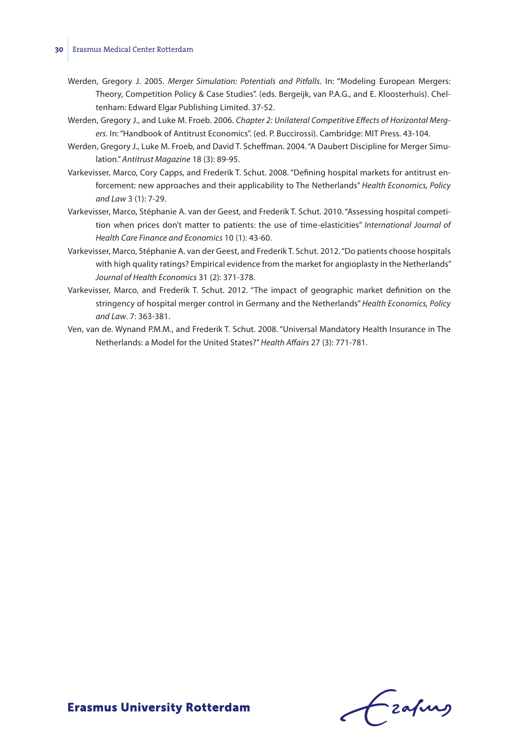Werden, Gregory J. 2005. *Merger Simulation: Potentials and Pitfalls*. In: "Modeling European Mergers: Theory, Competition Policy & Case Studies". (eds. Bergeijk, van P.A.G., and E. Kloosterhuis). Cheltenham: Edward Elgar Publishing Limited. 37-52.

Werden, Gregory J., and Luke M. Froeb. 2006. *Chapter 2: Unilateral Competitive Effects of Horizontal Mergers*. In: "Handbook of Antitrust Economics". (ed. P. Buccirossi). Cambridge: MIT Press. 43-104.

Werden, Gregory J., Luke M. Froeb, and David T. Scheffman. 2004. "A Daubert Discipline for Merger Simulation." *Antitrust Magazine* 18 (3): 89-95.

Varkevisser, Marco, Cory Capps, and Frederik T. Schut. 2008. "Defining hospital markets for antitrust enforcement: new approaches and their applicability to The Netherlands" *Health Economics, Policy and Law* 3 (1): 7-29.

Varkevisser, Marco, Stéphanie A. van der Geest, and Frederik T. Schut. 2010. "Assessing hospital competition when prices don't matter to patients: the use of time-elasticities" *International Journal of Health Care Finance and Economics* 10 (1): 43-60.

Varkevisser, Marco, Stéphanie A. van der Geest, and Frederik T. Schut. 2012. "Do patients choose hospitals with high quality ratings? Empirical evidence from the market for angioplasty in the Netherlands" *Journal of Health Economics* 31 (2): 371-378.

Varkevisser, Marco, and Frederik T. Schut. 2012. "The impact of geographic market definition on the stringency of hospital merger control in Germany and the Netherlands" *Health Economics, Policy and Law*. 7: 363-381.

Ven, van de. Wynand P.M.M., and Frederik T. Schut. 2008. "Universal Mandatory Health Insurance in The Netherlands: a Model for the United States?" *Health Affairs* 27 (3): 771-781.